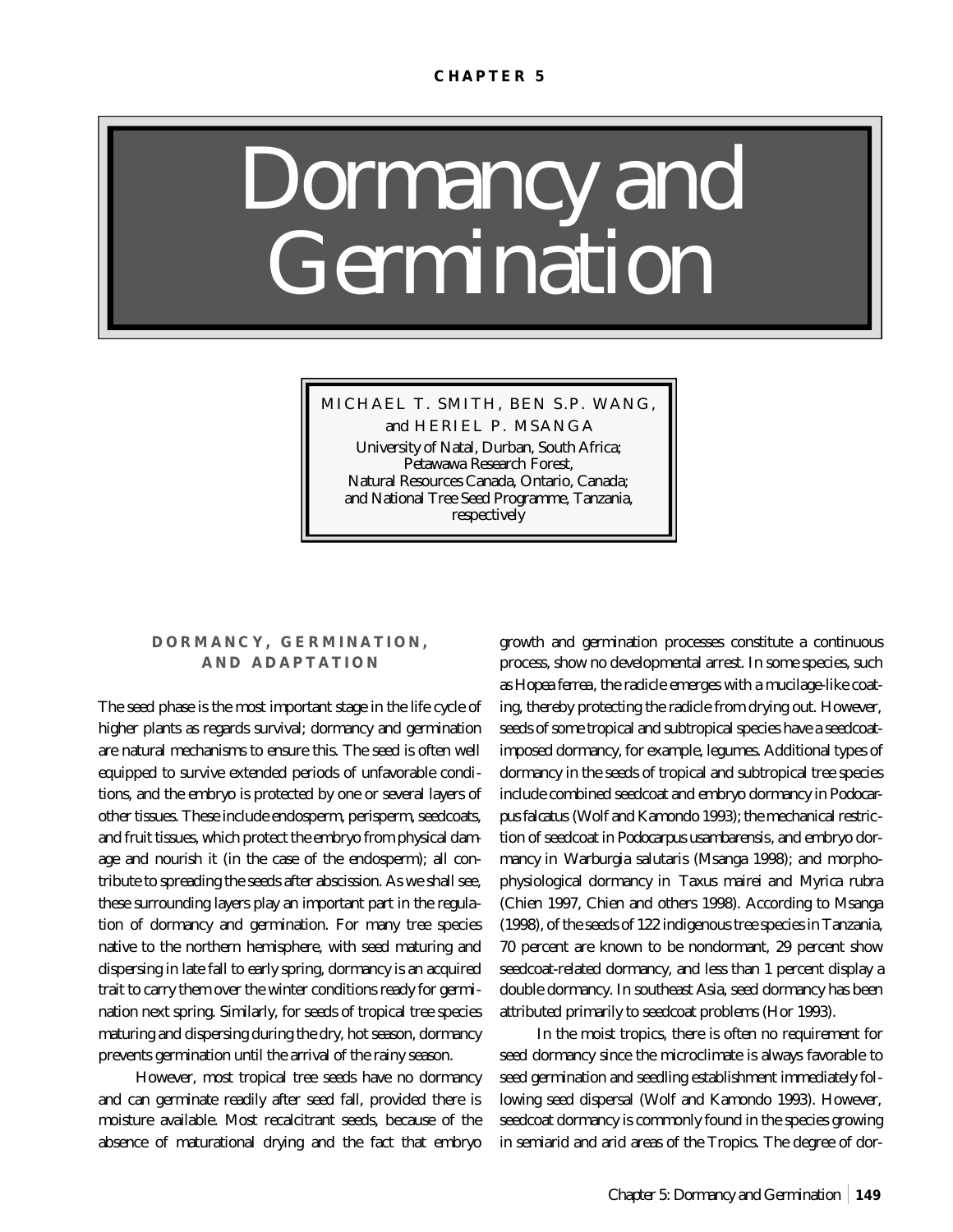CHAPTER 5

# Dormancy and Germination

MICHAEL T. SMITH, BEN S.P. WANG, and HERIEL P. MSANGA

University of Natal, Durban, South Africa;
Petawawa Research Forest,
Natural Resources Canada, Ontario, Canada;
and National Tree Seed Programme, Tanzania,
respectively

## DORMANCY, GERMINATION, AND ADAPTATION

The seed phase is the most important stage in the life cycle of higher plants as regards survival; dormancy and germination are natural mechanisms to ensure this. The seed is often well equipped to survive extended periods of unfavorable conditions, and the embryo is protected by one or several layers of other tissues. These include endosperm, perisperm, seedcoats, and fruit tissues, which protect the embryo from physical damage and nourish it (in the case of the endosperm); all contribute to spreading the seeds after abscission. As we shall see, these surrounding layers play an important part in the regulation of dormancy and germination. For many tree species native to the northern hemisphere, with seed maturing and dispersing in late fall to early spring, dormancy is an acquired trait to carry them over the winter conditions ready for germination next spring. Similarly, for seeds of tropical tree species maturing and dispersing during the dry, hot season, dormancy prevents germination until the arrival of the rainy season.

However, most tropical tree seeds have no dormancy and can germinate readily after seed fall, provided there is moisture available. Most recalcitrant seeds, because of the absence of maturational drying and the fact that embryo growth and germination processes constitute a continuous process, show no developmental arrest. In some species, such as *Hopea ferrea*, the radicle emerges with a mucilage-like coating, thereby protecting the radicle from drying out. However, seeds of some tropical and subtropical species have a seedcoat-imposed dormancy, for example, legumes. Additional types of dormancy in the seeds of tropical and subtropical tree species include combined seedcoat and embryo dormancy in *Podocarpus falcatus* (Wolf and Kamondo 1993); the mechanical restriction of seedcoat in *Podocarpus usambarensis*, and embryo dormancy in *Warburgia salutaris* (Msanga 1998); and morpho-physiological dormancy in *Taxus mairei* and *Myrica rubra* (Chien 1997, Chien and others 1998). According to Msanga (1998), of the seeds of 122 indigenous tree species in Tanzania, 70 percent are known to be nondormant, 29 percent show seedcoat-related dormancy, and less than 1 percent display a double dormancy. In southeast Asia, seed dormancy has been attributed primarily to seedcoat problems (Hor 1993).

In the moist tropics, there is often no requirement for seed dormancy since the microclimate is always favorable to seed germination and seedling establishment immediately following seed dispersal (Wolf and Kamondo 1993). However, seedcoat dormancy is commonly found in the species growing in semiarid and arid areas of the Tropics. The degree of dor-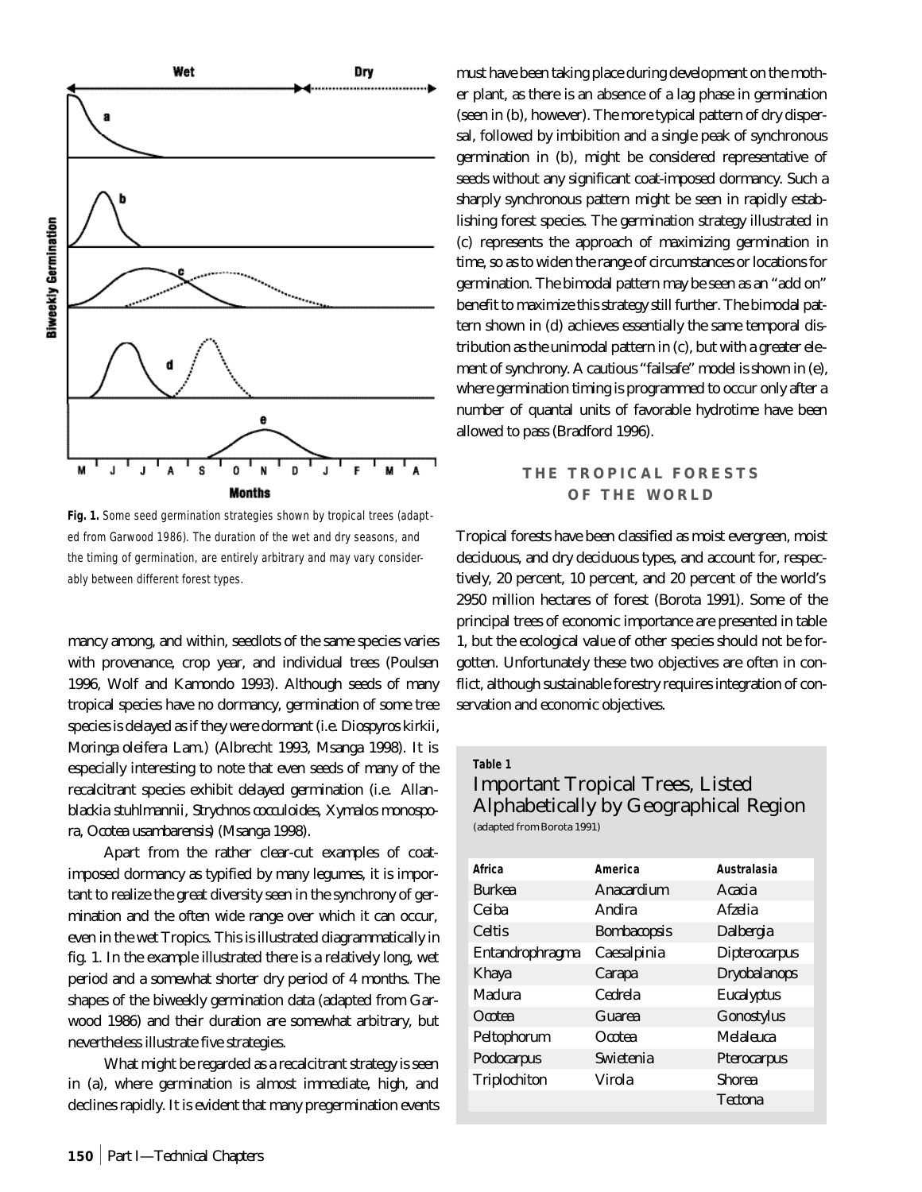Fig. 1. Some seed germination strategies shown by tropical trees (adapted from Garwood 1986). The duration of the wet and dry seasons, and the timing of germination, are entirely arbitrary and may vary considerably between different forest types.

mancy among, and within, seedlots of the same species varies with provenance, crop year, and individual trees (Poulsen 1996, Wolf and Kamondo 1993). Although seeds of many tropical species have no dormancy, germination of some tree species is delayed as if they were dormant (i.e. *Diospyros kirkii*, *Moringa oleifera* Lam.) (Albrecht 1993, Msanga 1998). It is especially interesting to note that even seeds of many of the recalcitrant species exhibit delayed germination (i.e. *Allanblackia stuhlmannii*, *Strychnos cocculoides*, *Xymalos monospora*, *Ocotea usambarensis*) (Msanga 1998).

Apart from the rather clear-cut examples of coat-imposed dormancy as typified by many legumes, it is important to realize the great diversity seen in the synchrony of germination and the often wide range over which it can occur, even in the wet Tropics. This is illustrated diagrammatically in fig. 1. In the example illustrated there is a relatively long, wet period and a somewhat shorter dry period of 4 months. The shapes of the biweekly germination data (adapted from Garwood 1986) and their duration are somewhat arbitrary, but nevertheless illustrate five strategies.

What might be regarded as a recalcitrant strategy is seen in (a), where germination is almost immediate, high, and declines rapidly. It is evident that many pregermination events must have been taking place during development on the mother plant, as there is an absence of a lag phase in germination (seen in (b), however). The more typical pattern of dry dispersal, followed by imbibition and a single peak of synchronous germination in (b), might be considered representative of seeds without any significant coat-imposed dormancy. Such a sharply synchronous pattern might be seen in rapidly establishing forest species. The germination strategy illustrated in (c) represents the approach of maximizing germination in time, so as to widen the range of circumstances or locations for germination. The bimodal pattern may be seen as an "add on" benefit to maximize this strategy still further. The bimodal pattern shown in (d) achieves essentially the same temporal distribution as the unimodal pattern in (c), but with a greater element of synchrony. A cautious "failsafe" model is shown in (e), where germination timing is programmed to occur only after a number of quantal units of favorable hydrotime have been allowed to pass (Bradford 1996).

## THE TROPICAL FORESTS OF THE WORLD

Tropical forests have been classified as moist evergreen, moist deciduous, and dry deciduous types, and account for, respectively, 20 percent, 10 percent, and 20 percent of the world's 2950 million hectares of forest (Borota 1991). Some of the principal trees of economic importance are presented in table 1, but the ecological value of other species should not be forgotten. Unfortunately these two objectives are often in conflict, although sustainable forestry requires integration of conservation and economic objectives.

**Table 1**

### Important Tropical Trees, Listed Alphabetically by Geographical Region

(adapted from Borota 1991)

| Africa | America | Australasia |
|---|---|---|
| *Burkea* | *Anacardium* | *Acacia* |
| *Ceiba* | *Andira* | *Afzelia* |
| *Celtis* | *Bombacopsis* | *Dalbergia* |
| *Entandrophragma* | *Caesalpinia* | *Dipterocarpus* |
| *Khaya* | *Carapa* | *Dryobalanops* |
| *Maclura* | *Cedrela* | *Eucalyptus* |
| *Ocotea* | *Guarea* | *Gonostylus* |
| *Peltophorum* | *Ocotea* | *Melaleuca* |
| *Podocarpus* | *Swietenia* | *Pterocarpus* |
| *Triplochiton* | *Virola* | *Shorea* |
| | | *Tectona* |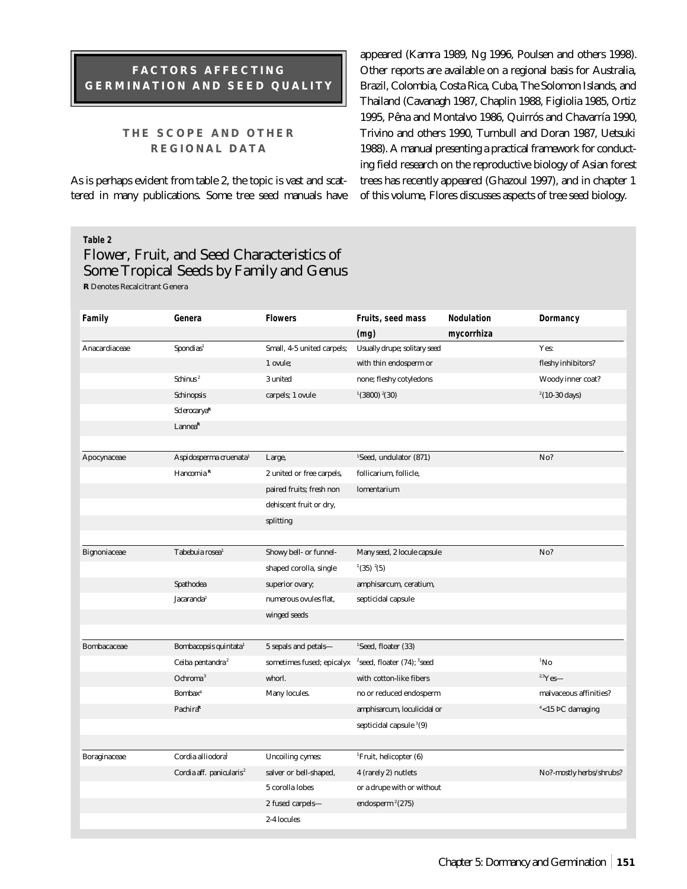## FACTORS AFFECTING GERMINATION AND SEED QUALITY

### THE SCOPE AND OTHER REGIONAL DATA

As is perhaps evident from table 2, the topic is vast and scattered in many publications. Some tree seed manuals have appeared (Kamra 1989, Ng 1996, Poulsen and others 1998). Other reports are available on a regional basis for Australia, Brazil, Colombia, Costa Rica, Cuba, The Solomon Islands, and Thailand (Cavanagh 1987, Chaplin 1988, Figliolia 1985, Ortiz 1995, Pêna and Montalvo 1986, Quirrós and Chavarría 1990, Trivino and others 1990, Turnbull and Doran 1987, Uetsuki 1988). A manual presenting a practical framework for conducting field research on the reproductive biology of Asian forest trees has recently appeared (Ghazoul 1997), and in chapter 1 of this volume, Flores discusses aspects of tree seed biology.

**Table 2**

### Flower, Fruit, and Seed Characteristics of Some Tropical Seeds by Family and Genus

**R** Denotes Recalcitrant Genera

| Family | Genera | Flowers | Fruits, seed mass (mg) | Nodulation mycorrhiza | Dormancy |
|---|---|---|---|---|---|
| Anacardiaceae | Spondias[1] | Small, 4-5 united carpels; | Usually drupe; solitary seed | | Yes: |
| | | 1 ovule; | with thin endosperm or | | fleshy inhibitors? |
| | Schinus[2] | 3 united | none; fleshy cotyledons | | Woody inner coat? |
| | Schinopsis | carpels; 1 ovule | [1](3800) [2](30) | | [2](10-30 days) |
| | Sclerocarya[R] | | | | |
| | Lannea[R] | | | | |
| Apocynaceae | Aspidosperma cruenata[1] | Large, | [1]Seed, undulator (871) | | No? |
| | Hancornia [R] | 2 united or free carpels, | follicarium, follicle, | | |
| | | paired fruits; fresh non | lomentarium | | |
| | | dehiscent fruit or dry, | | | |
| | | splitting | | | |
| Bignoniaceae | Tabebuia rosea[1] | Showy bell- or funnel- | Many seed, 2 locule capsule | | No? |
| | | shaped corolla, single | [1](35) [2](5) | | |
| | Spathodea | superior ovary; | amphisarcum, ceratium, | | |
| | Jacaranda[2] | numerous ovules flat, | septicidal capsule | | |
| | | winged seeds | | | |
| Bombacaceae | Bombacopsis quintata[1] | 5 sepals and petals— | [1]Seed, floater (33) | | |
| | Ceiba pentandra[2] | sometimes fused; epicalyx | [2]seed, floater (74); [3]seed | | [1]No |
| | Ochroma[3] | whorl. | with cotton-like fibers | | [2,3]Yes— |
| | Bombax[4] | Many locules. | no or reduced endosperm | | malvaceous affinities? |
| | Pachira[R] | | amphisarcum, loculicidal or | | [4]<15 ÞC damaging |
| | | | septicidal capsule [3](9) | | |
| Boraginaceae | Cordia alliodora[1] | Uncoiling cymes: | [1]Fruit, helicopter (6) | | |
| | Cordia aff. panicularis[2] | salver or bell-shaped, | 4 (rarely 2) nutlets | | No?-mostly herbs/shrubs? |
| | | 5 corolla lobes | or a drupe with or without | | |
| | | 2 fused carpels— | endosperm [2](275) | | |
| | | 2-4 locules | | | |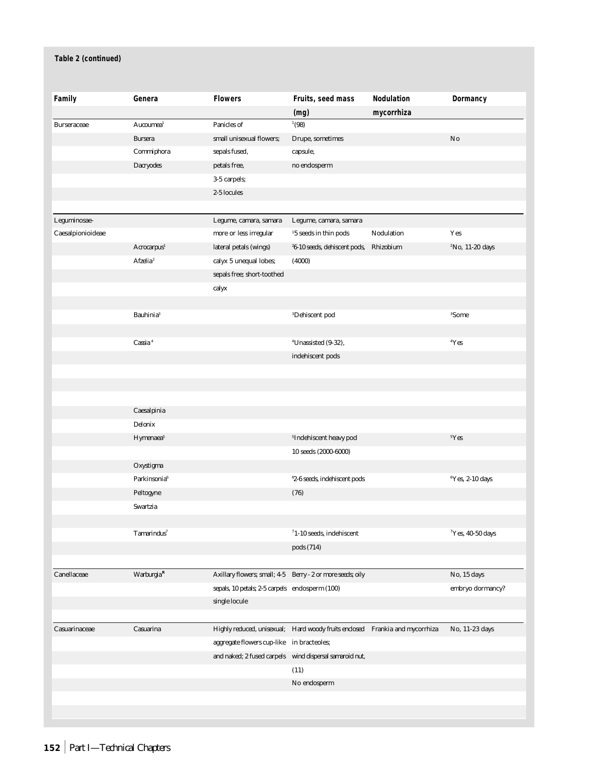**Table 2 (continued)**

| Family | Genera | Flowers | Fruits, seed mass (mg) | Nodulation mycorrhiza | Dormancy |
|---|---|---|---|---|---|
| Burseraceae | Aucoumea[1] | Panicles of | [1](98) | | |
| | Bursera | small unisexual flowers; | Drupe, sometimes | | No |
| | Commiphora | sepals fused, | capsule, | | |
| | Dacryodes | petals free, | no endosperm | | |
| | | 3-5 carpels; | | | |
| | | 2-5 locules | | | |
| Leguminosae- | | Legume, camara, samara | Legume, camara, samara | | |
| Caesalpionioideae | | more or less irregular | [1]5 seeds in thin pods | Nodulation | Yes |
| | Acrocarpus[1] | lateral petals (wings) | [2]6-10 seeds, dehiscent pods, | Rhizobium | [2]No, 11-20 days |
| | Afzelia[2] | calyx 5 unequal lobes; | (4000) | | |
| | | sepals free; short-toothed | | | |
| | | calyx | | | |
| | Bauhinia[3] | | [3]Dehiscent pod | | [3]Some |
| | Cassia[4] | | [4]Unassisted (9-32), | | [4]Yes |
| | | | indehiscent pods | | |
| | Caesalpinia | | | | |
| | Delonix | | | | |
| | Hymenaea[5] | | [5]Indehiscent heavy pod | | [5]Yes |
| | | | 10 seeds (2000-6000) | | |
| | Oxystigma | | | | |
| | Parkinsonia[6] | | [6]2-6 seeds, indehiscent pods | | [6]Yes, 2-10 days |
| | Peltogyne | | (76) | | |
| | Swartzia | | | | |
| | Tamarindus[7] | | [7]1-10 seeds, indehiscent | | [7]Yes, 40-50 days |
| | | | pods (714) | | |
| Canellaceae | Warburgia[R] | Axillary flowers; small; 4-5 | Berry - 2 or more seeds; oily | | No, 15 days |
| | | sepals, 10 petals; 2-5 carpels | endosperm (100) | | embryo dormancy? |
| | | single locule | | | |
| Casuarinaceae | Casuarina | Highly reduced, unisexual; | Hard woody fruits enclosed | Frankia and mycorrhiza | No, 11-23 days |
| | | aggregate flowers cup-like | in bracteoles; | | |
| | | and naked; 2 fused carpels | wind dispersal samaroid nut, | | |
| | | | (11) | | |
| | | | No endosperm | | |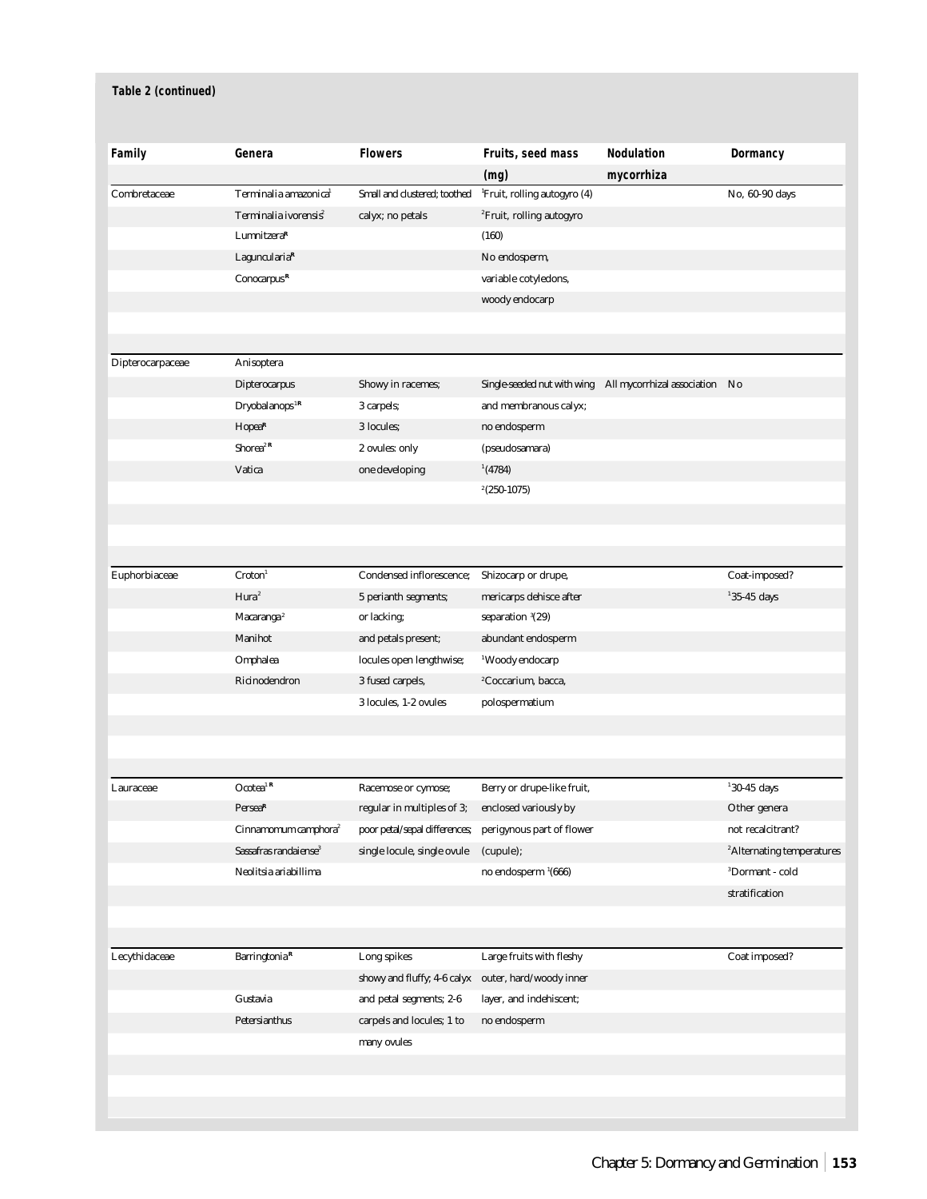**Table 2 (continued)**

| Family | Genera | Flowers | Fruits, seed mass (mg) | Nodulation mycorrhiza | Dormancy |
|---|---|---|---|---|---|
| Combretaceae | *Terminalia amazonica*[1] | Small and clustered; toothed | [1]Fruit, rolling autogyro (4) | | No, 60-90 days |
| | *Terminalia ivorensis*[2] | calyx; no petals | [2]Fruit, rolling autogyro | | |
| | *Lumnitzera*[R] | | (160) | | |
| | *Laguncularia*[R] | | No endosperm, | | |
| | *Conocarpus*[R] | | variable cotyledons, | | |
| | | | woody endocarp | | |
| Dipterocarpaceae | *Anisoptera* | | | | |
| | *Dipterocarpus* | Showy in racemes; | Single-seeded nut with wing | All mycorrhizal association | No |
| | *Dryobalanops*[1R] | 3 carpels; | and membranous calyx; | | |
| | *Hopea*[R] | 3 locules; | no endosperm | | |
| | *Shorea*[2 R] | 2 ovules: only | (pseudosamara) | | |
| | *Vatica* | one developing | [1](4784) | | |
| | | | [2](250-1075) | | |
| Euphorbiaceae | *Croton*[1] | Condensed inflorescence; | Shizocarp or drupe, | | Coat-imposed? |
| | *Hura*[2] | 5 perianth segments; | mericarps dehisce after | | [1]35-45 days |
| | *Macaranga*[2] | or lacking; | separation [3](29) | | |
| | *Manihot* | and petals present; | abundant endosperm | | |
| | *Omphalea* | locules open lengthwise; | [1]Woody endocarp | | |
| | *Ricinodendron* | 3 fused carpels, | [2]Coccarium, bacca, | | |
| | | 3 locules, 1-2 ovules | polospermatium | | |
| Lauraceae | *Ocotea*[1 R] | Racemose or cymose; | Berry or drupe-like fruit, | | [1]30-45 days |
| | *Persea*[R] | regular in multiples of 3; | enclosed variously by | | Other genera |
| | *Cinnamomum camphora*[2] | poor petal/sepal differences; | perigynous part of flower | | not recalcitrant? |
| | *Sassafras randaiense*[3] | single locule, single ovule | (cupule); | | [2]Alternating temperatures |
| | *Neolitsia ariabillima* | | no endosperm [1](666) | | [3]Dormant - cold |
| | | | | | stratification |
| Lecythidaceae | *Barringtonia*[R] | Long spikes | Large fruits with fleshy | | Coat imposed? |
| | | showy and fluffy; 4-6 calyx | outer, hard/woody inner | | |
| | *Gustavia* | and petal segments; 2-6 | layer, and indehiscent; | | |
| | *Petersianthus* | carpels and locules; 1 to | no endosperm | | |
| | | many ovules | | | |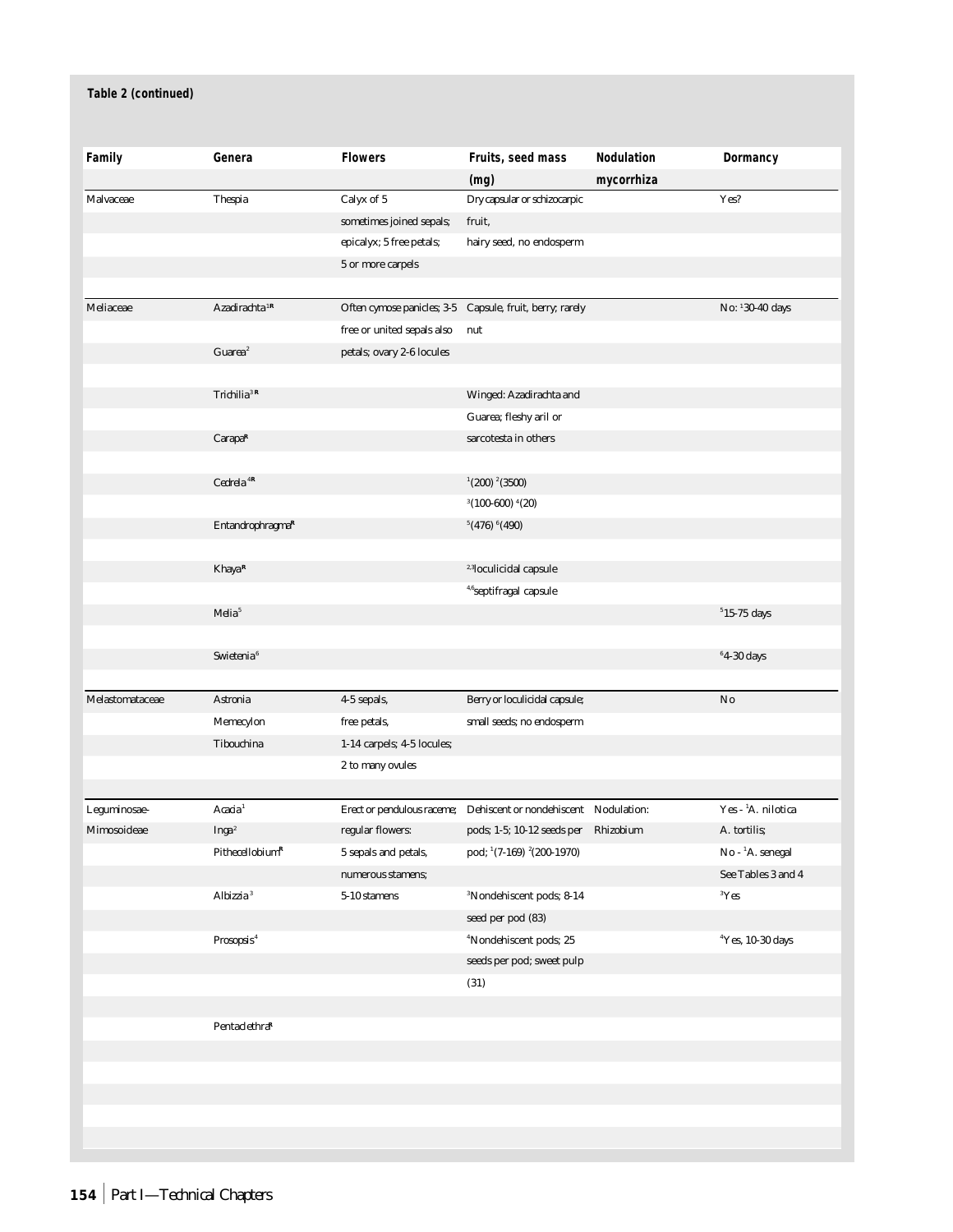**Table 2 (continued)**

| Family | Genera | Flowers | Fruits, seed mass (mg) | Nodulation mycorrhiza | Dormancy |
|---|---|---|---|---|---|
| Malvaceae | Thespia | Calyx of 5 sometimes joined sepals; epicalyx; 5 free petals; 5 or more carpels | Dry capsular or schizocarpic fruit, hairy seed, no endosperm | | Yes? |
| Meliaceae | Azadirachta[1R] | Often cymose panicles; 3-5 free or united sepals also petals; ovary 2-6 locules | Capsule, fruit, berry; rarely nut | | No: [1]30-40 days |
| | Guarea[2] | | | | |
| | Trichilia[3R] | | Winged: Azadirachta and Guarea; fleshy aril or | | |
| | Carapa[R] | | sarcotesta in others | | |
| | Cedrela[4R] | | [1](200) [2](3500) [3](100-600) [4](20) | | |
| | Entandrophragma[R] | | [5](476) [6](490) | | |
| | Khaya[R] | | [2,3]loculicidal capsule [4,6]septifragal capsule | | |
| | Melia[5] | | | | [5]15-75 days |
| | Swietenia[6] | | | | [6]4-30 days |
| Melastomataceae | Astronia | 4-5 sepals, | Berry or loculicidal capsule; | | No |
| | Memecylon | free petals, | small seeds; no endosperm | | |
| | Tibouchina | 1-14 carpels; 4-5 locules; 2 to many ovules | | | |
| Leguminosae-Mimosoideae | Acacia[1] | Erect or pendulous raceme; | Dehiscent or nondehiscent | Nodulation: | Yes - [1]A. nilotica |
| | Inga[2] | regular flowers: | pods; 1-5; 10-12 seeds per | Rhizobium | A. tortilis; |
| | Pithecellobium[R] | 5 sepals and petals, numerous stamens; | pod; [1](7-169) [2](200-1970) | | No - [1]A. senegal See Tables 3 and 4 |
| | Albizzia[3] | 5-10 stamens | [3]Nondehiscent pods; 8-14 seed per pod (83) | | [3]Yes |
| | Prosopsis[4] | | [4]Nondehiscent pods; 25 seeds per pod; sweet pulp (31) | | [4]Yes, 10-30 days |
| | Pentaclethra[R] | | | | |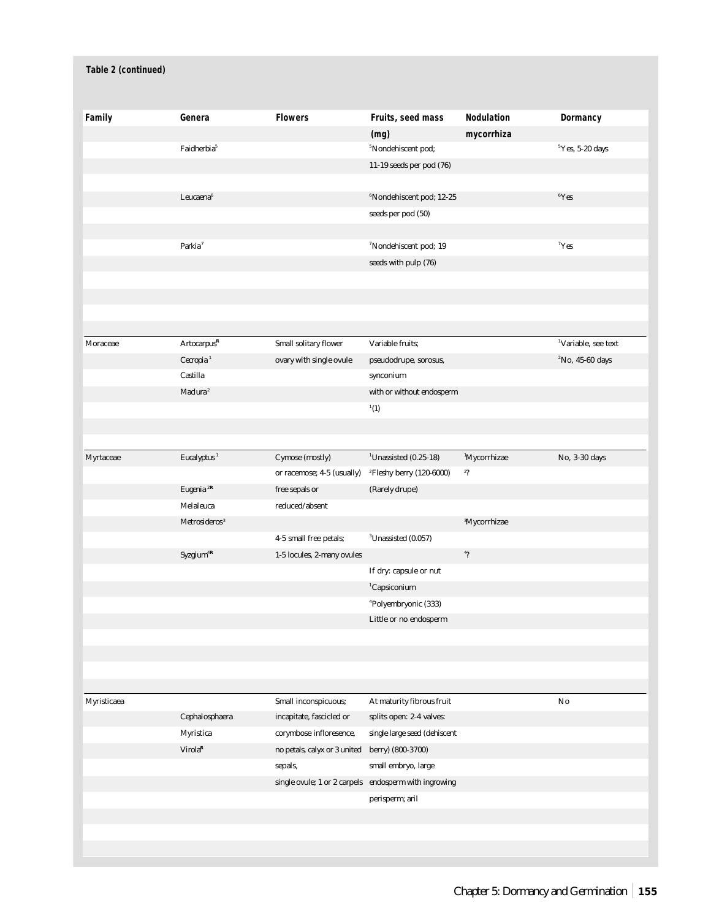**Table 2 (continued)**

| Family | Genera | Flowers | Fruits, seed mass (mg) | Nodulation mycorrhiza | Dormancy |
|---|---|---|---|---|---|
| | Faidherbia[5] | | [5]Nondehiscent pod; 11-19 seeds per pod (76) | | [5]Yes, 5-20 days |
| | Leucaena[6] | | [6]Nondehiscent pod; 12-25 seeds per pod (50) | | [6]Yes |
| | Parkia[7] | | [7]Nondehiscent pod; 19 seeds with pulp (76) | | [7]Yes |
| Moraceae | Artocarpus[R] | Small solitary flower | Variable fruits; | | [1]Variable, see text |
| | Cecropia[1] | ovary with single ovule | pseudodrupe, sorosus, | | [2]No, 45-60 days |
| | Castilla | | synconium | | |
| | Madura[2] | | with or without endosperm | | |
| | | | [1](1) | | |
| Myrtaceae | Eucalyptus[1] | Cymose (mostly) | [1]Unassisted (0.25-18) | [1]Mycorrhizae | No, 3-30 days |
| | | or racemose; 4-5 (usually) | [2]Fleshy berry (120-6000) | [2]? | |
| | Eugenia[2R] | free sepals or | (Rarely drupe) | | |
| | Melaleuca | reduced/absent | | | |
| | Metrosideros[3] | | | [3]Mycorrhizae | |
| | | 4-5 small free petals; | [3]Unassisted (0.057) | | |
| | Syzgium[4R] | 1-5 locules, 2-many ovules | | [4]? | |
| | | | If dry: capsule or nut | | |
| | | | [1]Capsiconium | | |
| | | | [4]Polyembryonic (333) | | |
| | | | Little or no endosperm | | |
| Myristicaea | | Small inconspicuous; | At maturity fibrous fruit | | No |
| | Cephalosphaera | incapitate, fascicled or | splits open: 2-4 valves: | | |
| | Myristica | corymbose infloresence, | single large seed (dehiscent | | |
| | Virola[R] | no petals, calyx or 3 united | berry) (800-3700) | | |
| | | sepals, | small embryo, large | | |
| | | single ovule; 1 or 2 carpels | endosperm with ingrowing | | |
| | | | perisperm; aril | | |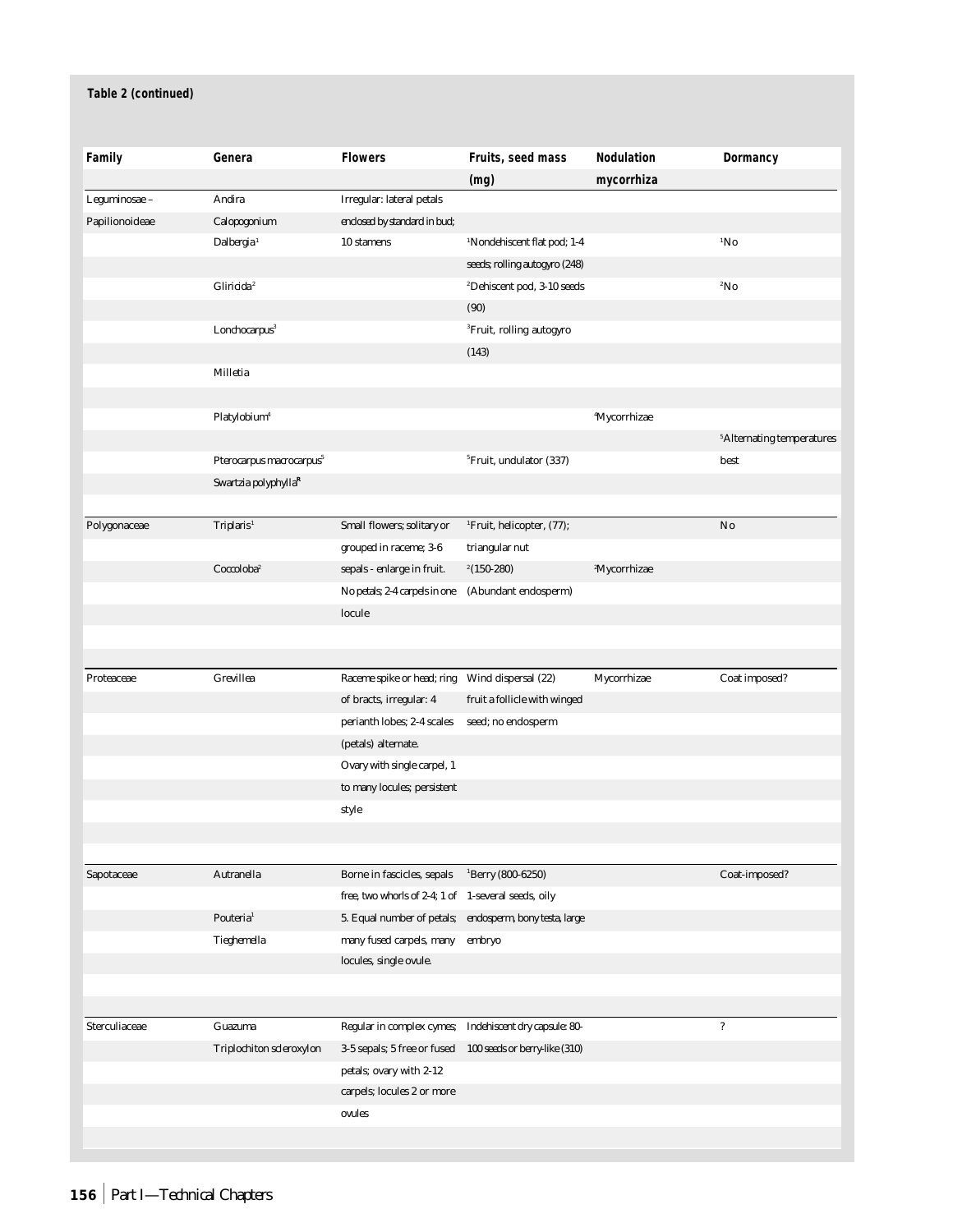**Table 2 (continued)**

| Family | Genera | Flowers | Fruits, seed mass (mg) | Nodulation mycorrhiza | Dormancy |
|---|---|---|---|---|---|
| Leguminosae – Papilionoideae | Andira<br>Calopogonium<br>Dalbergia[1]<br>Gliricida[2]<br>Lonchocarpus[3]<br>Milletia<br>Platylobium[4]<br>Pterocarpus macrocarpus[5]<br>Swartzia polyphylla[6] | Irregular: lateral petals enclosed by standard in bud; 10 stamens | [1]Nondehiscent flat pod; 1-4 seeds; rolling autogyro (248)<br>[2]Dehiscent pod, 3-10 seeds (90)<br>[3]Fruit, rolling autogyro (143)<br>[5]Fruit, undulator (337) | [4]Mycorrhizae | [1]No<br>[2]No<br>[5]Alternating temperatures best |
| Polygonaceae | Triplaris[1]<br>Coccoloba[2] | Small flowers; solitary or grouped in raceme; 3-6 sepals - enlarge in fruit. No petals; 2-4 carpels in one locule | [1]Fruit, helicopter, (77); triangular nut<br>[2](150-280) (Abundant endosperm) | [2]Mycorrhizae | No |
| Proteaceae | Grevillea | Raceme spike or head; ring of bracts, irregular: 4 perianth lobes; 2-4 scales (petals) alternate. Ovary with single carpel, 1 to many locules; persistent style | Wind dispersal (22) fruit a follicle with winged seed; no endosperm | Mycorrhizae | Coat imposed? |
| Sapotaceae | Autranella<br>Pouteria[1]<br>Tieghemella | Borne in fascicles, sepals free, two whorls of 2-4; 1 of 5. Equal number of petals; many fused carpels, many locules, single ovule. | [1]Berry (800-6250) 1-several seeds, oily endosperm, bony testa, large embryo | | Coat-imposed? |
| Sterculiaceae | Guazuma<br>Triplochiton scleroxylon | Regular in complex cymes; 3-5 sepals; 5 free or fused petals; ovary with 2-12 carpels; locules 2 or more ovules | Indehiscent dry capsule: 80-100 seeds or berry-like (310) | | ? |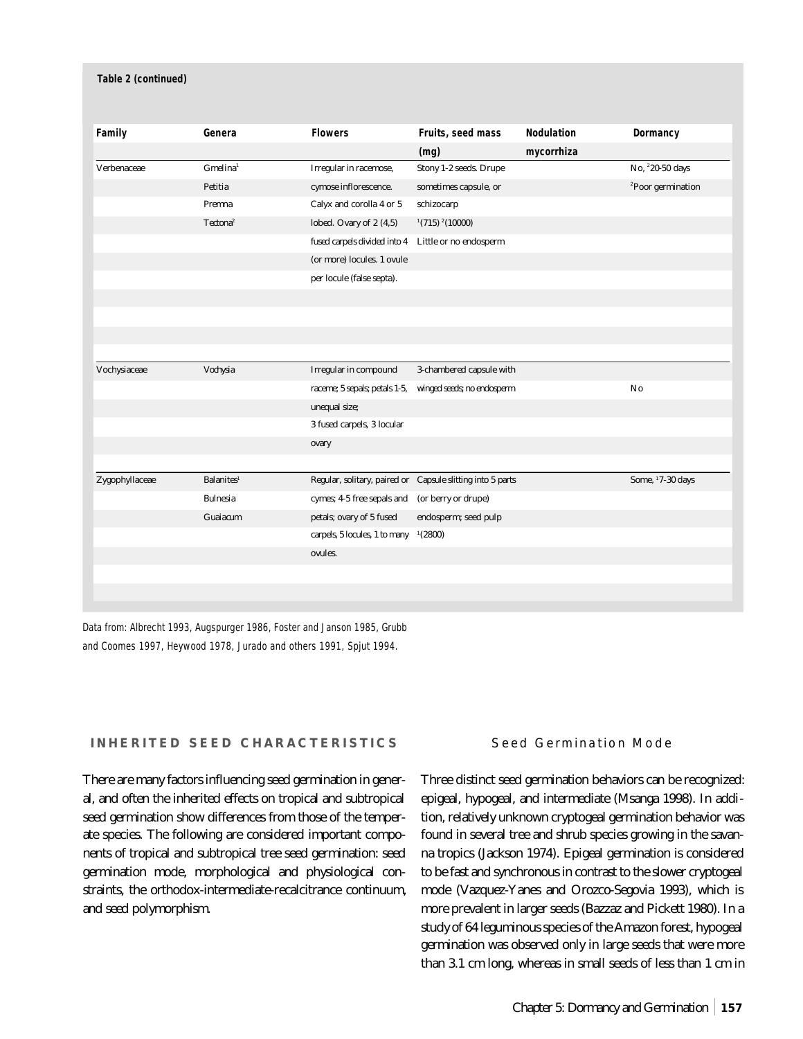**Table 2 (continued)**

| Family | Genera | Flowers | Fruits, seed mass (mg) | Nodulation mycorrhiza | Dormancy |
|---|---|---|---|---|---|
| Verbenaceae | Gmelina[1] Petitia Premna Tectona[2] | Irregular in racemose, cymose inflorescence. Calyx and corolla 4 or 5 lobed. Ovary of 2 (4,5) fused carpels divided into 4 (or more) locules. 1 ovule per locule (false septa). | Stony 1-2 seeds. Drupe sometimes capsule, or schizocarp [1](715) [2](10000) Little or no endosperm | | No, [2]20-50 days [2]Poor germination |
| Vochysiaceae | Vochysia | Irregular in compound raceme; 5 sepals; petals 1-5, unequal size; 3 fused carpels, 3 locular ovary | 3-chambered capsule with winged seeds; no endosperm | | No |
| Zygophyllaceae | Balanites[1] Bulnesia Guaiacum | Regular, solitary, paired or cymes; 4-5 free sepals and petals; ovary of 5 fused carpels, 5 locules, 1 to many ovules. | Capsule slitting into 5 parts (or berry or drupe) endosperm; seed pulp [1](2800) | | Some, [1]7-30 days |

Data from: Albrecht 1993, Augspurger 1986, Foster and Janson 1985, Grubb and Coomes 1997, Heywood 1978, Jurado and others 1991, Spjut 1994.

## INHERITED SEED CHARACTERISTICS

There are many factors influencing seed germination in general, and often the inherited effects on tropical and subtropical seed germination show differences from those of the temperate species. The following are considered important components of tropical and subtropical tree seed germination: seed germination mode, morphological and physiological constraints, the orthodox-intermediate-recalcitrance continuum, and seed polymorphism.

### Seed Germination Mode

Three distinct seed germination behaviors can be recognized: epigeal, hypogeal, and intermediate (Msanga 1998). In addition, relatively unknown cryptogeal germination behavior was found in several tree and shrub species growing in the savanna tropics (Jackson 1974). Epigeal germination is considered to be fast and synchronous in contrast to the slower cryptogeal mode (Vazquez-Yanes and Orozco-Segovia 1993), which is more prevalent in larger seeds (Bazzaz and Pickett 1980). In a study of 64 leguminous species of the Amazon forest, hypogeal germination was observed only in large seeds that were more than 3.1 cm long, whereas in small seeds of less than 1 cm in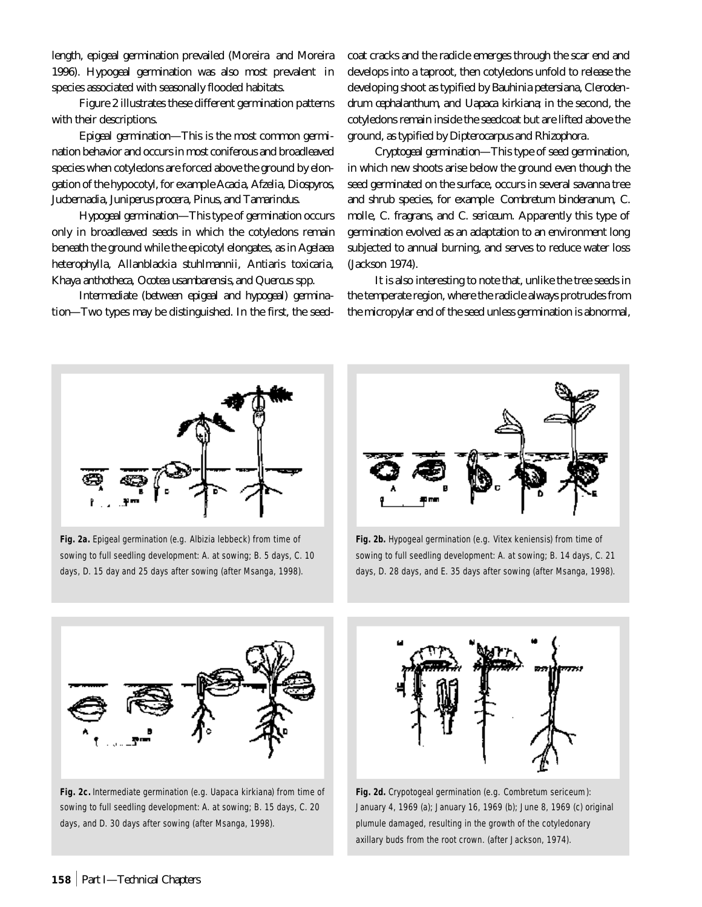length, epigeal germination prevailed (Moreira and Moreira 1996). Hypogeal germination was also most prevalent in species associated with seasonally flooded habitats.

Figure 2 illustrates these different germination patterns with their descriptions.

*Epigeal germination*—This is the most common germination behavior and occurs in most coniferous and broadleaved species when cotyledons are forced above the ground by elongation of the hypocotyl, for example *Acacia, Afzelia, Diospyros, Jucbernadia, Juniperus procera, Pinus,* and *Tamarindus.*

*Hypogeal germination*—This type of germination occurs only in broadleaved seeds in which the cotyledons remain beneath the ground while the epicotyl elongates, as in *Agelaea heterophylla, Allanblackia stuhlmannii, Antiaris toxicaria, Khaya anthotheca, Ocotea usambarensis,* and *Quercus* spp.

*Intermediate (between epigeal and hypogeal) germination*—Two types may be distinguished. In the first, the seedcoat cracks and the radicle emerges through the scar end and develops into a taproot, then cotyledons unfold to release the developing shoot as typified by *Bauhinia petersiana, Clerodendrum cephalanthum,* and *Uapaca kirkiana*; in the second, the cotyledons remain inside the seedcoat but are lifted above the ground, as typified by *Dipterocarpus* and *Rhizophora.*

*Cryptogeal germination*—This type of seed germination, in which new shoots arise below the ground even though the seed germinated on the surface, occurs in several savanna tree and shrub species, for example *Combretum binderanum, C. molle, C. fragrans,* and *C. sericeum.* Apparently this type of germination evolved as an adaptation to an environment long subjected to annual burning, and serves to reduce water loss (Jackson 1974).

It is also interesting to note that, unlike the tree seeds in the temperate region, where the radicle always protrudes from the micropylar end of the seed unless germination is abnormal,

**Fig. 2a.** Epigeal germination (e.g. *Albizia lebbeck*) from time of sowing to full seedling development: A. at sowing; B. 5 days, C. 10 days, D. 15 day and 25 days after sowing (after Msanga, 1998).

**Fig. 2b.** Hypogeal germination (e.g. *Vitex keniensis*) from time of sowing to full seedling development: A. at sowing; B. 14 days, C. 21 days, D. 28 days, and E. 35 days after sowing (after Msanga, 1998).

**Fig. 2c.** Intermediate germination (e.g. *Uapaca kirkiana*) from time of sowing to full seedling development: A. at sowing; B. 15 days, C. 20 days, and D. 30 days after sowing (after Msanga, 1998).

**Fig. 2d.** Crypotogeal germination (e.g. *Combretum sericeum*): January 4, 1969 (a); January 16, 1969 (b); June 8, 1969 (c) original plumule damaged, resulting in the growth of the cotyledonary axillary buds from the root crown. (after Jackson, 1974).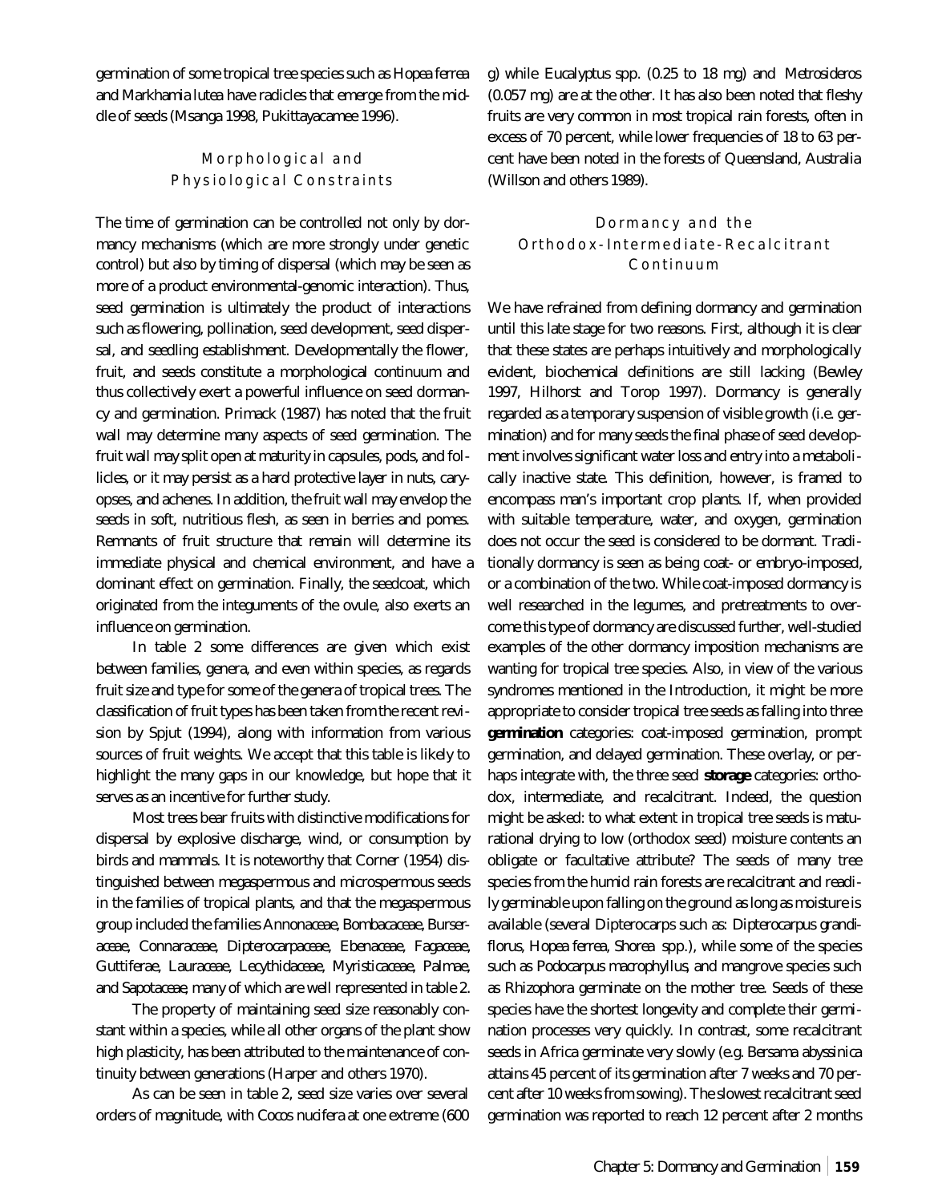germination of some tropical tree species such as *Hopea ferrea* and *Markhamia lutea* have radicles that emerge from the middle of seeds (Msanga 1998, Pukittayacamee 1996).

## Morphological and Physiological Constraints

The time of germination can be controlled not only by dormancy mechanisms (which are more strongly under genetic control) but also by timing of dispersal (which may be seen as more of a product environmental-genomic interaction). Thus, seed germination is ultimately the product of interactions such as flowering, pollination, seed development, seed dispersal, and seedling establishment. Developmentally the flower, fruit, and seeds constitute a morphological continuum and thus collectively exert a powerful influence on seed dormancy and germination. Primack (1987) has noted that the fruit wall may determine many aspects of seed germination. The fruit wall may split open at maturity in capsules, pods, and follicles, or it may persist as a hard protective layer in nuts, caryopses, and achenes. In addition, the fruit wall may envelop the seeds in soft, nutritious flesh, as seen in berries and pomes. Remnants of fruit structure that remain will determine its immediate physical and chemical environment, and have a dominant effect on germination. Finally, the seedcoat, which originated from the integuments of the ovule, also exerts an influence on germination.

In table 2 some differences are given which exist between families, genera, and even within species, as regards fruit size and type for some of the genera of tropical trees. The classification of fruit types has been taken from the recent revision by Spjut (1994), along with information from various sources of fruit weights. We accept that this table is likely to highlight the many gaps in our knowledge, but hope that it serves as an incentive for further study.

Most trees bear fruits with distinctive modifications for dispersal by explosive discharge, wind, or consumption by birds and mammals. It is noteworthy that Corner (1954) distinguished between megaspermous and microspermous seeds in the families of tropical plants, and that the megaspermous group included the families Annonaceae, Bombacaceae, Burseraceae, Connaraceae, Dipterocarpaceae, Ebenaceae, Fagaceae, Guttiferae, Lauraceae, Lecythidaceae, Myristicaceae, Palmae, and Sapotaceae, many of which are well represented in table 2.

The property of maintaining seed size reasonably constant within a species, while all other organs of the plant show high plasticity, has been attributed to the maintenance of continuity between generations (Harper and others 1970).

As can be seen in table 2, seed size varies over several orders of magnitude, with *Cocos nucifera* at one extreme (600 g) while *Eucalyptus* spp. (0.25 to 18 mg) and *Metrosideros* (0.057 mg) are at the other. It has also been noted that fleshy fruits are very common in most tropical rain forests, often in excess of 70 percent, while lower frequencies of 18 to 63 percent have been noted in the forests of Queensland, Australia (Willson and others 1989).

## Dormancy and the Orthodox-Intermediate-Recalcitrant Continuum

We have refrained from defining dormancy and germination until this late stage for two reasons. First, although it is clear that these states are perhaps intuitively and morphologically evident, biochemical definitions are still lacking (Bewley 1997, Hilhorst and Torop 1997). Dormancy is generally regarded as a temporary suspension of visible growth (i.e. germination) and for many seeds the final phase of seed development involves significant water loss and entry into a metabolically inactive state. This definition, however, is framed to encompass man's important crop plants. If, when provided with suitable temperature, water, and oxygen, germination does not occur the seed is considered to be dormant. Traditionally dormancy is seen as being coat- or embryo-imposed, or a combination of the two. While coat-imposed dormancy is well researched in the legumes, and pretreatments to overcome this type of dormancy are discussed further, well-studied examples of the other dormancy imposition mechanisms are wanting for tropical tree species. Also, in view of the various syndromes mentioned in the Introduction, it might be more appropriate to consider tropical tree seeds as falling into three **germination** categories: coat-imposed germination, prompt germination, and delayed germination. These overlay, or perhaps integrate with, the three seed **storage** categories: orthodox, intermediate, and recalcitrant. Indeed, the question might be asked: to what extent in tropical tree seeds is maturational drying to low (orthodox seed) moisture contents an obligate or facultative attribute? The seeds of many tree species from the humid rain forests are recalcitrant and readily germinable upon falling on the ground as long as moisture is available (several Dipterocarps such as: *Dipterocarpus grandiflorus*, *Hopea ferrea*, *Shorea* spp.), while some of the species such as *Podocarpus macrophyllus*, and mangrove species such as *Rhizophora* germinate on the mother tree. Seeds of these species have the shortest longevity and complete their germination processes very quickly. In contrast, some recalcitrant seeds in Africa germinate very slowly (e.g. *Bersama abyssinica* attains 45 percent of its germination after 7 weeks and 70 percent after 10 weeks from sowing). The slowest recalcitrant seed germination was reported to reach 12 percent after 2 months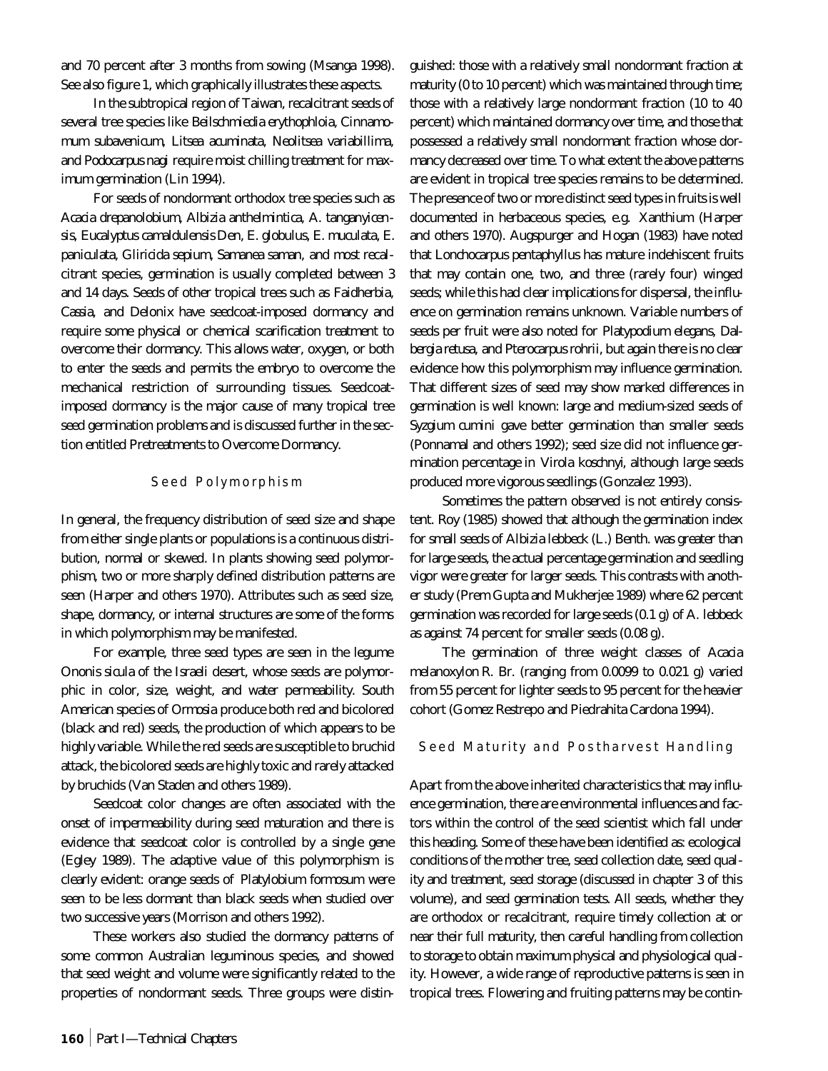and 70 percent after 3 months from sowing (Msanga 1998). See also figure 1, which graphically illustrates these aspects.

In the subtropical region of Taiwan, recalcitrant seeds of several tree species like *Beilschmiedia erythophloia*, *Cinnamomum subavenicum*, *Litsea acuminata*, *Neolitsea variabillima*, and *Podocarpus nagi* require moist chilling treatment for maximum germination (Lin 1994).

For seeds of nondormant orthodox tree species such as *Acacia drepanolobium*, *Albizia anthelmintica*, *A. tanganyicensis*, *Eucalyptus camaldulensis* Den, *E. globulus*, *E. muculata*, *E. paniculata*, *Gliricida sepium*, *Samanea saman*, and most recalcitrant species, germination is usually completed between 3 and 14 days. Seeds of other tropical trees such as *Faidherbia*, *Cassia*, and *Delonix* have seedcoat-imposed dormancy and require some physical or chemical scarification treatment to overcome their dormancy. This allows water, oxygen, or both to enter the seeds and permits the embryo to overcome the mechanical restriction of surrounding tissues. Seedcoat-imposed dormancy is the major cause of many tropical tree seed germination problems and is discussed further in the section entitled Pretreatments to Overcome Dormancy.

## Seed Polymorphism

In general, the frequency distribution of seed size and shape from either single plants or populations is a continuous distribution, normal or skewed. In plants showing seed polymorphism, two or more sharply defined distribution patterns are seen (Harper and others 1970). Attributes such as seed size, shape, dormancy, or internal structures are some of the forms in which polymorphism may be manifested.

For example, three seed types are seen in the legume *Ononis sicula* of the Israeli desert, whose seeds are polymorphic in color, size, weight, and water permeability. South American species of *Ormosia* produce both red and bicolored (black and red) seeds, the production of which appears to be highly variable. While the red seeds are susceptible to bruchid attack, the bicolored seeds are highly toxic and rarely attacked by bruchids (Van Staden and others 1989).

Seedcoat color changes are often associated with the onset of impermeability during seed maturation and there is evidence that seedcoat color is controlled by a single gene (Egley 1989). The adaptive value of this polymorphism is clearly evident: orange seeds of *Platylobium formosum* were seen to be less dormant than black seeds when studied over two successive years (Morrison and others 1992).

These workers also studied the dormancy patterns of some common Australian leguminous species, and showed that seed weight and volume were significantly related to the properties of nondormant seeds. Three groups were distinguished: those with a relatively small nondormant fraction at maturity (0 to 10 percent) which was maintained through time; those with a relatively large nondormant fraction (10 to 40 percent) which maintained dormancy over time, and those that possessed a relatively small nondormant fraction whose dormancy decreased over time. To what extent the above patterns are evident in tropical tree species remains to be determined. The presence of two or more distinct seed types in fruits is well documented in herbaceous species, e.g. *Xanthium* (Harper and others 1970). Augspurger and Hogan (1983) have noted that *Lonchocarpus pentaphyllus* has mature indehiscent fruits that may contain one, two, and three (rarely four) winged seeds; while this had clear implications for dispersal, the influence on germination remains unknown. Variable numbers of seeds per fruit were also noted for *Platypodium elegans*, *Dalbergia retusa*, and *Pterocarpus rohrii*, but again there is no clear evidence how this polymorphism may influence germination. That different sizes of seed may show marked differences in germination is well known: large and medium-sized seeds of *Syzgium cumini* gave better germination than smaller seeds (Ponnamal and others 1992); seed size did not influence germination percentage in *Virola koschnyi*, although large seeds produced more vigorous seedlings (Gonzalez 1993).

Sometimes the pattern observed is not entirely consistent. Roy (1985) showed that although the germination index for small seeds of *Albizia lebbeck* (L.) Benth. was greater than for large seeds, the actual percentage germination and seedling vigor were greater for larger seeds. This contrasts with another study (Prem Gupta and Mukherjee 1989) where 62 percent germination was recorded for large seeds (0.1 g) of *A. lebbeck* as against 74 percent for smaller seeds (0.08 g).

The germination of three weight classes of *Acacia melanoxylon* R. Br. (ranging from 0.0099 to 0.021 g) varied from 55 percent for lighter seeds to 95 percent for the heavier cohort (Gomez Restrepo and Piedrahita Cardona 1994).

## Seed Maturity and Postharvest Handling

Apart from the above inherited characteristics that may influence germination, there are environmental influences and factors within the control of the seed scientist which fall under this heading. Some of these have been identified as: ecological conditions of the mother tree, seed collection date, seed quality and treatment, seed storage (discussed in chapter 3 of this volume), and seed germination tests. All seeds, whether they are orthodox or recalcitrant, require timely collection at or near their full maturity, then careful handling from collection to storage to obtain maximum physical and physiological quality. However, a wide range of reproductive patterns is seen in tropical trees. Flowering and fruiting patterns may be contin-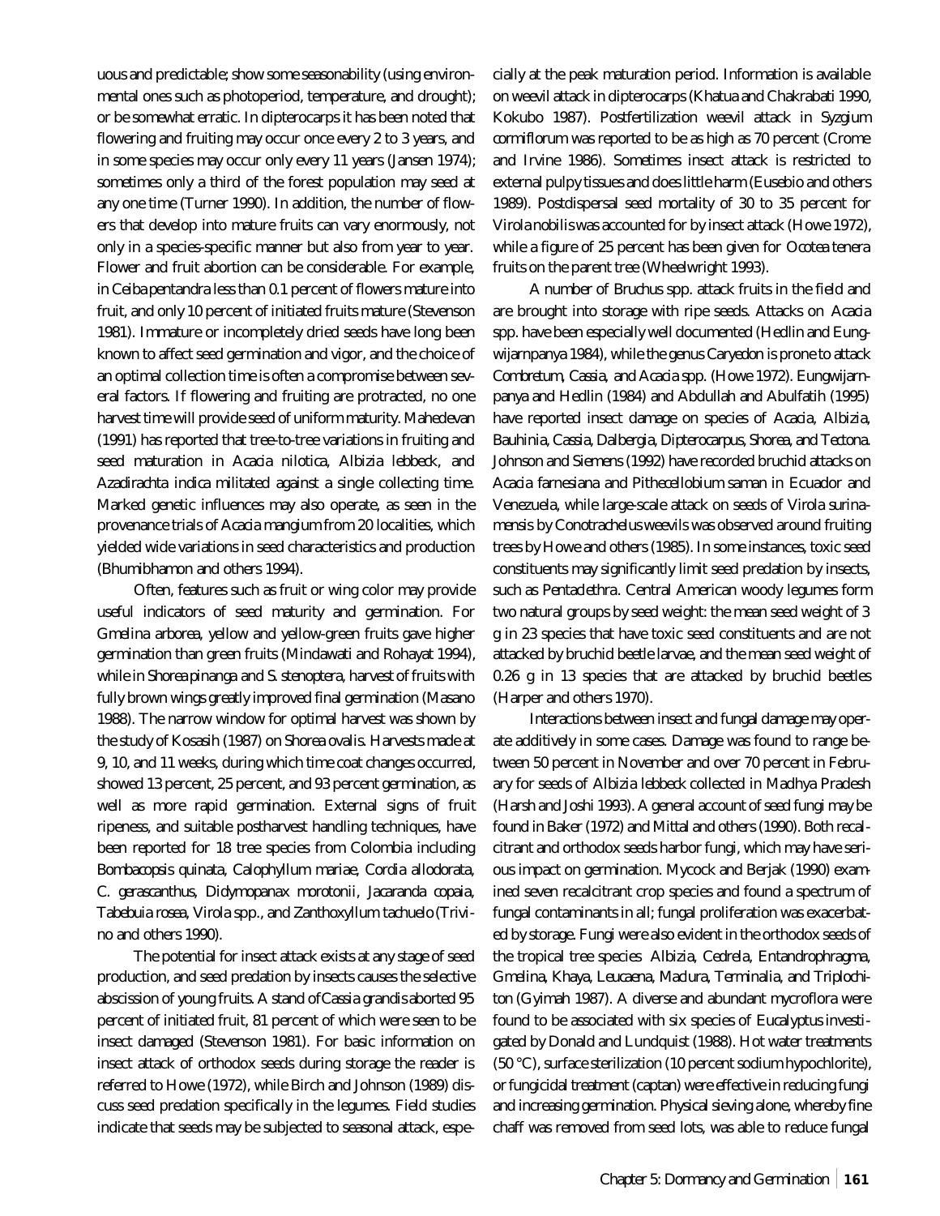uous and predictable; show some seasonability (using environmental ones such as photoperiod, temperature, and drought); or be somewhat erratic. In dipterocarps it has been noted that flowering and fruiting may occur once every 2 to 3 years, and in some species may occur only every 11 years (Jansen 1974); sometimes only a third of the forest population may seed at any one time (Turner 1990). In addition, the number of flowers that develop into mature fruits can vary enormously, not only in a species-specific manner but also from year to year. Flower and fruit abortion can be considerable. For example, in *Ceiba pentandra* less than 0.1 percent of flowers mature into fruit, and only 10 percent of initiated fruits mature (Stevenson 1981). Immature or incompletely dried seeds have long been known to affect seed germination and vigor, and the choice of an optimal collection time is often a compromise between several factors. If flowering and fruiting are protracted, no one harvest time will provide seed of uniform maturity. Mahedevan (1991) has reported that tree-to-tree variations in fruiting and seed maturation in *Acacia nilotica*, *Albizia lebbeck*, and *Azadirachta indica* militated against a single collecting time. Marked genetic influences may also operate, as seen in the provenance trials of *Acacia mangium* from 20 localities, which yielded wide variations in seed characteristics and production (Bhumibhamon and others 1994).

Often, features such as fruit or wing color may provide useful indicators of seed maturity and germination. For *Gmelina arborea*, yellow and yellow-green fruits gave higher germination than green fruits (Mindawati and Rohayat 1994), while in *Shorea pinanga* and *S. stenoptera*, harvest of fruits with fully brown wings greatly improved final germination (Masano 1988). The narrow window for optimal harvest was shown by the study of Kosasih (1987) on *Shorea ovalis*. Harvests made at 9, 10, and 11 weeks, during which time coat changes occurred, showed 13 percent, 25 percent, and 93 percent germination, as well as more rapid germination. External signs of fruit ripeness, and suitable postharvest handling techniques, have been reported for 18 tree species from Colombia including *Bombacopsis quinata*, *Calophyllum mariae*, *Cordia allodorata*, *C. gerascanthus*, *Didymopanax morotonii*, *Jacaranda copaia*, *Tabebuia rosea*, *Virola* spp., and *Zanthoxyllum tachuelo* (Trivino and others 1990).

The potential for insect attack exists at any stage of seed production, and seed predation by insects causes the selective abscission of young fruits. A stand of *Cassia grandis* aborted 95 percent of initiated fruit, 81 percent of which were seen to be insect damaged (Stevenson 1981). For basic information on insect attack of orthodox seeds during storage the reader is referred to Howe (1972), while Birch and Johnson (1989) discuss seed predation specifically in the legumes. Field studies indicate that seeds may be subjected to seasonal attack, especially at the peak maturation period. Information is available on weevil attack in dipterocarps (Khatua and Chakrabati 1990, Kokubo 1987). Postfertilization weevil attack in *Syzgium cormiflorum* was reported to be as high as 70 percent (Crome and Irvine 1986). Sometimes insect attack is restricted to external pulpy tissues and does little harm (Eusebio and others 1989). Postdispersal seed mortality of 30 to 35 percent for *Virola nobilis* was accounted for by insect attack (Howe 1972), while a figure of 25 percent has been given for *Ocotea tenera* fruits on the parent tree (Wheelwright 1993).

A number of *Bruchus* spp. attack fruits in the field and are brought into storage with ripe seeds. Attacks on *Acacia* spp. have been especially well documented (Hedlin and Eungwijarnpanya 1984), while the genus *Caryedon* is prone to attack *Combretum*, *Cassia*, and *Acacia* spp. (Howe 1972). Eungwijarnpanya and Hedlin (1984) and Abdullah and Abulfatih (1995) have reported insect damage on species of *Acacia*, *Albizia*, *Bauhinia*, *Cassia*, *Dalbergia*, *Dipterocarpus*, *Shorea*, and *Tectona*. Johnson and Siemens (1992) have recorded bruchid attacks on *Acacia farnesiana* and *Pithecellobium saman* in Ecuador and Venezuela, while large-scale attack on seeds of *Virola surinamensis* by *Conotrachelus* weevils was observed around fruiting trees by Howe and others (1985). In some instances, toxic seed constituents may significantly limit seed predation by insects, such as *Pentadethra*. Central American woody legumes form two natural groups by seed weight: the mean seed weight of 3 g in 23 species that have toxic seed constituents and are not attacked by bruchid beetle larvae, and the mean seed weight of 0.26 g in 13 species that are attacked by bruchid beetles (Harper and others 1970).

Interactions between insect and fungal damage may operate additively in some cases. Damage was found to range between 50 percent in November and over 70 percent in February for seeds of *Albizia lebbeck* collected in Madhya Pradesh (Harsh and Joshi 1993). A general account of seed fungi may be found in Baker (1972) and Mittal and others (1990). Both recalcitrant and orthodox seeds harbor fungi, which may have serious impact on germination. Mycock and Berjak (1990) examined seven recalcitrant crop species and found a spectrum of fungal contaminants in all; fungal proliferation was exacerbated by storage. Fungi were also evident in the orthodox seeds of the tropical tree species *Albizia*, *Cedrela*, *Entandrophragma*, *Gmelina*, *Khaya*, *Leucaena*, *Madura*, *Terminalia*, and *Triplochiton* (Gyimah 1987). A diverse and abundant mycroflora were found to be associated with six species of *Eucalyptus* investigated by Donald and Lundquist (1988). Hot water treatments (50 °C), surface sterilization (10 percent sodium hypochlorite), or fungicidal treatment (captan) were effective in reducing fungi and increasing germination. Physical sieving alone, whereby fine chaff was removed from seed lots, was able to reduce fungal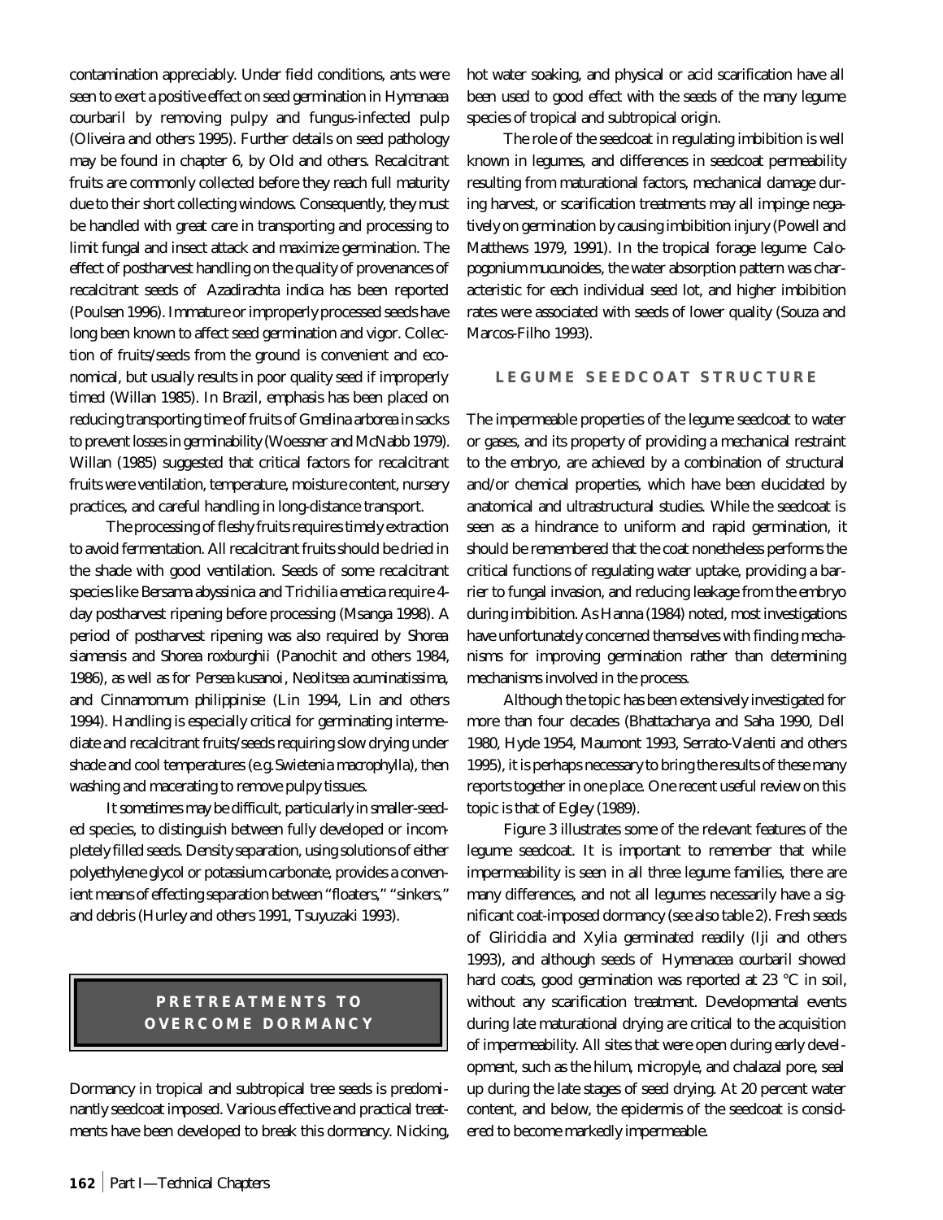contamination appreciably. Under field conditions, ants were seen to exert a positive effect on seed germination in *Hymenaea courbaril* by removing pulpy and fungus-infected pulp (Oliveira and others 1995). Further details on seed pathology may be found in chapter 6, by Old and others. Recalcitrant fruits are commonly collected before they reach full maturity due to their short collecting windows. Consequently, they must be handled with great care in transporting and processing to limit fungal and insect attack and maximize germination. The effect of postharvest handling on the quality of provenances of recalcitrant seeds of *Azadirachta indica* has been reported (Poulsen 1996). Immature or improperly processed seeds have long been known to affect seed germination and vigor. Collection of fruits/seeds from the ground is convenient and economical, but usually results in poor quality seed if improperly timed (Willan 1985). In Brazil, emphasis has been placed on reducing transporting time of fruits of *Gmelina arborea* in sacks to prevent losses in germinability (Woessner and McNabb 1979). Willan (1985) suggested that critical factors for recalcitrant fruits were ventilation, temperature, moisture content, nursery practices, and careful handling in long-distance transport.

The processing of fleshy fruits requires timely extraction to avoid fermentation. All recalcitrant fruits should be dried in the shade with good ventilation. Seeds of some recalcitrant species like *Bersama abyssinica* and *Trichilia emetica* require 4-day postharvest ripening before processing (Msanga 1998). A period of postharvest ripening was also required by *Shorea siamensis* and *Shorea roxburghii* (Panochit and others 1984, 1986), as well as for *Persea kusanoi*, *Neolitsea acuminatissima*, and *Cinnamomum philippinise* (Lin 1994, Lin and others 1994). Handling is especially critical for germinating intermediate and recalcitrant fruits/seeds requiring slow drying under shade and cool temperatures (e.g. *Swietenia macrophylla*), then washing and macerating to remove pulpy tissues.

It sometimes may be difficult, particularly in smaller-seeded species, to distinguish between fully developed or incompletely filled seeds. Density separation, using solutions of either polyethylene glycol or potassium carbonate, provides a convenient means of effecting separation between "floaters," "sinkers," and debris (Hurley and others 1991, Tsuyuzaki 1993).

## PRETREATMENTS TO OVERCOME DORMANCY

Dormancy in tropical and subtropical tree seeds is predominantly seedcoat imposed. Various effective and practical treatments have been developed to break this dormancy. Nicking, hot water soaking, and physical or acid scarification have all been used to good effect with the seeds of the many legume species of tropical and subtropical origin.

The role of the seedcoat in regulating imbibition is well known in legumes, and differences in seedcoat permeability resulting from maturational factors, mechanical damage during harvest, or scarification treatments may all impinge negatively on germination by causing imbibition injury (Powell and Matthews 1979, 1991). In the tropical forage legume *Calopogonium mucunoides*, the water absorption pattern was characteristic for each individual seed lot, and higher imbibition rates were associated with seeds of lower quality (Souza and Marcos-Filho 1993).

### LEGUME SEEDCOAT STRUCTURE

The impermeable properties of the legume seedcoat to water or gases, and its property of providing a mechanical restraint to the embryo, are achieved by a combination of structural and/or chemical properties, which have been elucidated by anatomical and ultrastructural studies. While the seedcoat is seen as a hindrance to uniform and rapid germination, it should be remembered that the coat nonetheless performs the critical functions of regulating water uptake, providing a barrier to fungal invasion, and reducing leakage from the embryo during imbibition. As Hanna (1984) noted, most investigations have unfortunately concerned themselves with finding mechanisms for improving germination rather than determining mechanisms involved in the process.

Although the topic has been extensively investigated for more than four decades (Bhattacharya and Saha 1990, Dell 1980, Hyde 1954, Maumont 1993, Serrato-Valenti and others 1995), it is perhaps necessary to bring the results of these many reports together in one place. One recent useful review on this topic is that of Egley (1989).

Figure 3 illustrates some of the relevant features of the legume seedcoat. It is important to remember that while impermeability is seen in all three legume families, there are many differences, and not all legumes necessarily have a significant coat-imposed dormancy (see also table 2). Fresh seeds of *Gliricidia* and *Xylia* germinated readily (Iji and others 1993), and although seeds of *Hymenacea courbaril* showed hard coats, good germination was reported at 23 °C in soil, without any scarification treatment. Developmental events during late maturational drying are critical to the acquisition of impermeability. All sites that were open during early development, such as the hilum, micropyle, and chalazal pore, seal up during the late stages of seed drying. At 20 percent water content, and below, the epidermis of the seedcoat is considered to become markedly impermeable.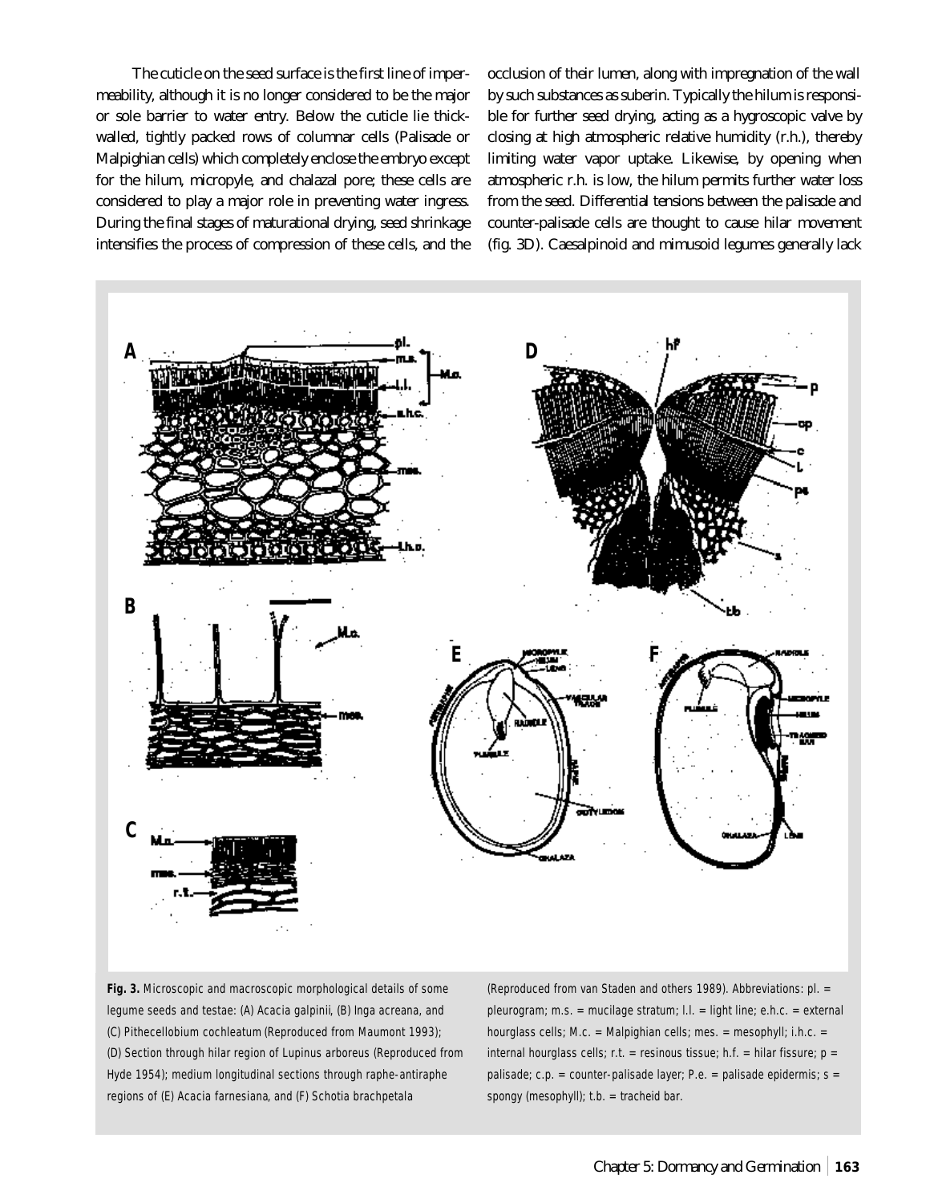The cuticle on the seed surface is the first line of impermeability, although it is no longer considered to be the major or sole barrier to water entry. Below the cuticle lie thick-walled, tightly packed rows of columnar cells (Palisade or Malpighian cells) which completely enclose the embryo except for the hilum, micropyle, and chalazal pore; these cells are considered to play a major role in preventing water ingress. During the final stages of maturational drying, seed shrinkage intensifies the process of compression of these cells, and the occlusion of their lumen, along with impregnation of the wall by such substances as suberin. Typically the hilum is responsible for further seed drying, acting as a hygroscopic valve by closing at high atmospheric relative humidity (r.h.), thereby limiting water vapor uptake. Likewise, by opening when atmospheric r.h. is low, the hilum permits further water loss from the seed. Differential tensions between the palisade and counter-palisade cells are thought to cause hilar movement (fig. 3D). Caesalpinoid and mimusoid legumes generally lack

**Fig. 3.** Microscopic and macroscopic morphological details of some legume seeds and testae: (A) *Acacia galpinii*, (B) *Inga acreana*, and (C) *Pithecellobium cochleatum* (Reproduced from Maumont 1993); (D) Section through hilar region of *Lupinus arboreus* (Reproduced from Hyde 1954); medium longitudinal sections through raphe-antiraphe regions of (E) *Acacia farnesiana*, and (F) *Schotia brachpetala* (Reproduced from van Staden and others 1989). Abbreviations: pl. = pleurogram; m.s. = mucilage stratum; l.l. = light line; e.h.c. = external hourglass cells; M.c. = Malpighian cells; mes. = mesophyll; i.h.c. = internal hourglass cells; r.t. = resinous tissue; h.f. = hilar fissure; p = palisade; c.p. = counter-palisade layer; P.e. = palisade epidermis; s = spongy (mesophyll); t.b. = tracheid bar.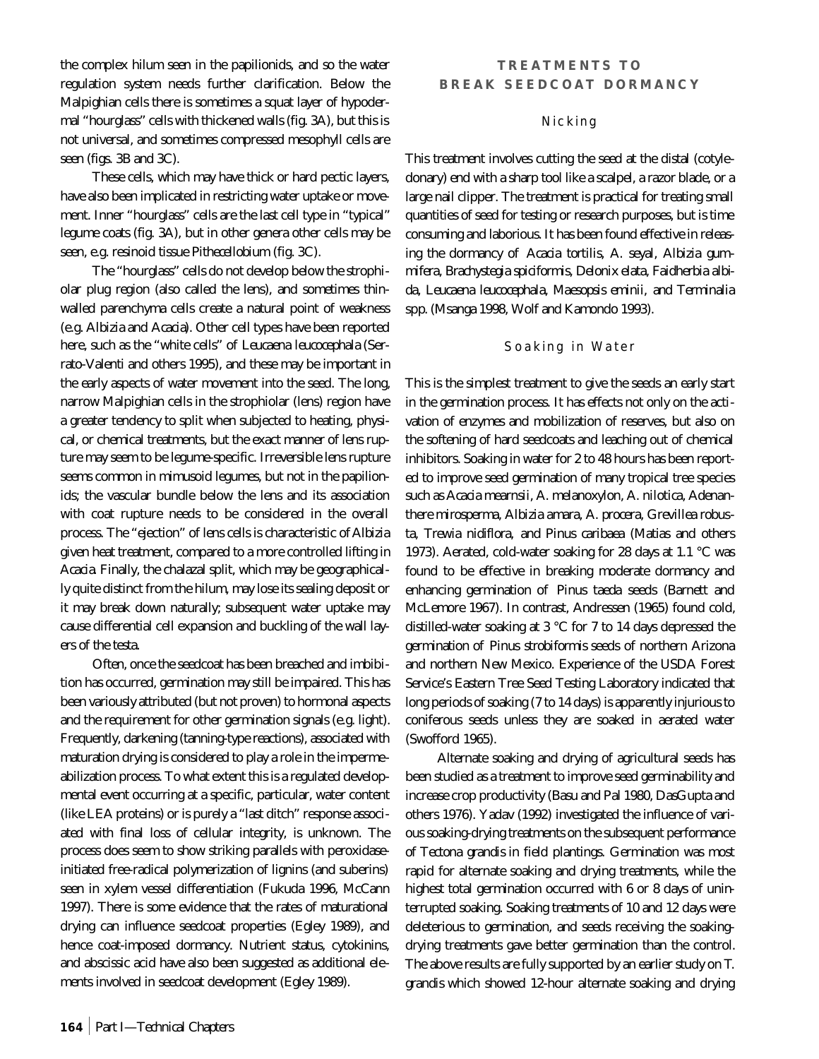the complex hilum seen in the papilionids, and so the water regulation system needs further clarification. Below the Malpighian cells there is sometimes a squat layer of hypodermal "hourglass" cells with thickened walls (fig. 3A), but this is not universal, and sometimes compressed mesophyll cells are seen (figs. 3B and 3C).

These cells, which may have thick or hard pectic layers, have also been implicated in restricting water uptake or movement. Inner "hourglass" cells are the last cell type in "typical" legume coats (fig. 3A), but in other genera other cells may be seen, e.g. resinoid tissue *Pithecellobium* (fig. 3C).

The "hourglass" cells do not develop below the strophiolar plug region (also called the lens), and sometimes thin-walled parenchyma cells create a natural point of weakness (e.g. *Albizia* and *Acacia*). Other cell types have been reported here, such as the "white cells" of *Leucaena leucocephala* (Serrato-Valenti and others 1995), and these may be important in the early aspects of water movement into the seed. The long, narrow Malpighian cells in the strophiolar (lens) region have a greater tendency to split when subjected to heating, physical, or chemical treatments, but the exact manner of lens rupture may seem to be legume-specific. Irreversible lens rupture seems common in mimusoid legumes, but not in the papilionids; the vascular bundle below the lens and its association with coat rupture needs to be considered in the overall process. The "ejection" of lens cells is characteristic of *Albizia* given heat treatment, compared to a more controlled lifting in *Acacia*. Finally, the chalazal split, which may be geographically quite distinct from the hilum, may lose its sealing deposit or it may break down naturally; subsequent water uptake may cause differential cell expansion and buckling of the wall layers of the testa.

Often, once the seedcoat has been breached and imbibition has occurred, germination may still be impaired. This has been variously attributed (but not proven) to hormonal aspects and the requirement for other germination signals (e.g. light). Frequently, darkening (tanning-type reactions), associated with maturation drying is considered to play a role in the impermeabilization process. To what extent this is a regulated developmental event occurring at a specific, particular, water content (like LEA proteins) or is purely a "last ditch" response associated with final loss of cellular integrity, is unknown. The process does seem to show striking parallels with peroxidase-initiated free-radical polymerization of lignins (and suberins) seen in xylem vessel differentiation (Fukuda 1996, McCann 1997). There is some evidence that the rates of maturational drying can influence seedcoat properties (Egley 1989), and hence coat-imposed dormancy. Nutrient status, cytokinins, and abscissic acid have also been suggested as additional elements involved in seedcoat development (Egley 1989).

## TREATMENTS TO BREAK SEEDCOAT DORMANCY

### Nicking

This treatment involves cutting the seed at the distal (cotyledonary) end with a sharp tool like a scalpel, a razor blade, or a large nail clipper. The treatment is practical for treating small quantities of seed for testing or research purposes, but is time consuming and laborious. It has been found effective in releasing the dormancy of *Acacia tortilis, A. seyal, Albizia gummifera, Brachystegia spiciformis, Delonix elata, Faidherbia albida, Leucaena leucocephala, Maesopsis eminii*, and *Terminalia* spp. (Msanga 1998, Wolf and Kamondo 1993).

### Soaking in Water

This is the simplest treatment to give the seeds an early start in the germination process. It has effects not only on the activation of enzymes and mobilization of reserves, but also on the softening of hard seedcoats and leaching out of chemical inhibitors. Soaking in water for 2 to 48 hours has been reported to improve seed germination of many tropical tree species such as *Acacia mearnsii, A. melanoxylon, A. nilotica, Adenanthere mirosperma, Albizia amara, A. procera, Grevillea robusta, Trewia nidiflora*, and *Pinus caribaea* (Matias and others 1973). Aerated, cold-water soaking for 28 days at 1.1 °C was found to be effective in breaking moderate dormancy and enhancing germination of *Pinus taeda* seeds (Barnett and McLemore 1967). In contrast, Andressen (1965) found cold, distilled-water soaking at 3 °C for 7 to 14 days depressed the germination of *Pinus strobiformis* seeds of northern Arizona and northern New Mexico. Experience of the USDA Forest Service's Eastern Tree Seed Testing Laboratory indicated that long periods of soaking (7 to 14 days) is apparently injurious to coniferous seeds unless they are soaked in aerated water (Swofford 1965).

Alternate soaking and drying of agricultural seeds has been studied as a treatment to improve seed germinability and increase crop productivity (Basu and Pal 1980, DasGupta and others 1976). Yadav (1992) investigated the influence of various soaking-drying treatments on the subsequent performance of *Tectona grandis* in field plantings. Germination was most rapid for alternate soaking and drying treatments, while the highest total germination occurred with 6 or 8 days of uninterrupted soaking. Soaking treatments of 10 and 12 days were deleterious to germination, and seeds receiving the soaking-drying treatments gave better germination than the control. The above results are fully supported by an earlier study on *T. grandis* which showed 12-hour alternate soaking and drying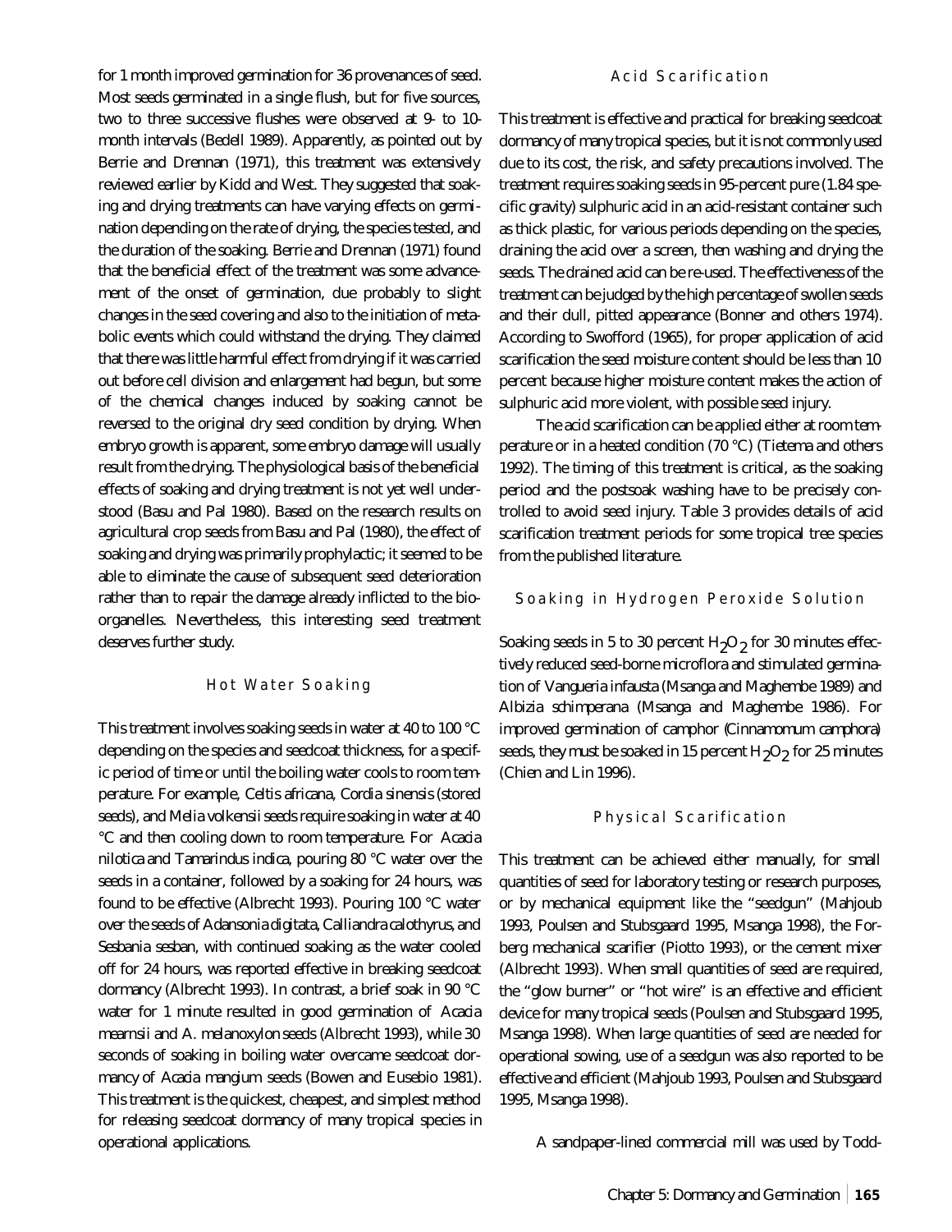for 1 month improved germination for 36 provenances of seed. Most seeds germinated in a single flush, but for five sources, two to three successive flushes were observed at 9- to 10-month intervals (Bedell 1989). Apparently, as pointed out by Berrie and Drennan (1971), this treatment was extensively reviewed earlier by Kidd and West. They suggested that soaking and drying treatments can have varying effects on germination depending on the rate of drying, the species tested, and the duration of the soaking. Berrie and Drennan (1971) found that the beneficial effect of the treatment was some advancement of the onset of germination, due probably to slight changes in the seed covering and also to the initiation of metabolic events which could withstand the drying. They claimed that there was little harmful effect from drying if it was carried out before cell division and enlargement had begun, but some of the chemical changes induced by soaking cannot be reversed to the original dry seed condition by drying. When embryo growth is apparent, some embryo damage will usually result from the drying. The physiological basis of the beneficial effects of soaking and drying treatment is not yet well understood (Basu and Pal 1980). Based on the research results on agricultural crop seeds from Basu and Pal (1980), the effect of soaking and drying was primarily prophylactic; it seemed to be able to eliminate the cause of subsequent seed deterioration rather than to repair the damage already inflicted to the bio-organelles. Nevertheless, this interesting seed treatment deserves further study.

### Hot Water Soaking

This treatment involves soaking seeds in water at 40 to 100 °C depending on the species and seedcoat thickness, for a specific period of time or until the boiling water cools to room temperature. For example, *Celtis africana*, *Cordia sinensis* (stored seeds), and *Melia volkensii* seeds require soaking in water at 40 °C and then cooling down to room temperature. For *Acacia nilotica* and *Tamarindus indica*, pouring 80 °C water over the seeds in a container, followed by a soaking for 24 hours, was found to be effective (Albrecht 1993). Pouring 100 °C water over the seeds of *Adansonia digitata*, *Calliandra calothyrus*, and *Sesbania sesban*, with continued soaking as the water cooled off for 24 hours, was reported effective in breaking seedcoat dormancy (Albrecht 1993). In contrast, a brief soak in 90 °C water for 1 minute resulted in good germination of *Acacia mearnsii* and *A. melanoxylon* seeds (Albrecht 1993), while 30 seconds of soaking in boiling water overcame seedcoat dormancy of *Acacia mangium* seeds (Bowen and Eusebio 1981). This treatment is the quickest, cheapest, and simplest method for releasing seedcoat dormancy of many tropical species in operational applications.

### Acid Scarification

This treatment is effective and practical for breaking seedcoat dormancy of many tropical species, but it is not commonly used due to its cost, the risk, and safety precautions involved. The treatment requires soaking seeds in 95-percent pure (1.84 specific gravity) sulphuric acid in an acid-resistant container such as thick plastic, for various periods depending on the species, draining the acid over a screen, then washing and drying the seeds. The drained acid can be re-used. The effectiveness of the treatment can be judged by the high percentage of swollen seeds and their dull, pitted appearance (Bonner and others 1974). According to Swofford (1965), for proper application of acid scarification the seed moisture content should be less than 10 percent because higher moisture content makes the action of sulphuric acid more violent, with possible seed injury.

The acid scarification can be applied either at room temperature or in a heated condition (70 °C) (Tietema and others 1992). The timing of this treatment is critical, as the soaking period and the postsoak washing have to be precisely controlled to avoid seed injury. Table 3 provides details of acid scarification treatment periods for some tropical tree species from the published literature.

### Soaking in Hydrogen Peroxide Solution

Soaking seeds in 5 to 30 percent $H_2O_2$ for 30 minutes effectively reduced seed-borne microflora and stimulated germination of *Vangueria infausta* (Msanga and Maghembe 1989) and *Albizia schimperana* (Msanga and Maghembe 1986). For improved germination of camphor (*Cinnamomum camphora*) seeds, they must be soaked in 15 percent $H_2O_2$ for 25 minutes (Chien and Lin 1996).

### Physical Scarification

This treatment can be achieved either manually, for small quantities of seed for laboratory testing or research purposes, or by mechanical equipment like the "seedgun" (Mahjoub 1993, Poulsen and Stubsgaard 1995, Msanga 1998), the Forberg mechanical scarifier (Piotto 1993), or the cement mixer (Albrecht 1993). When small quantities of seed are required, the "glow burner" or "hot wire" is an effective and efficient device for many tropical seeds (Poulsen and Stubsgaard 1995, Msanga 1998). When large quantities of seed are needed for operational sowing, use of a seedgun was also reported to be effective and efficient (Mahjoub 1993, Poulsen and Stubsgaard 1995, Msanga 1998).

A sandpaper-lined commercial mill was used by Todd-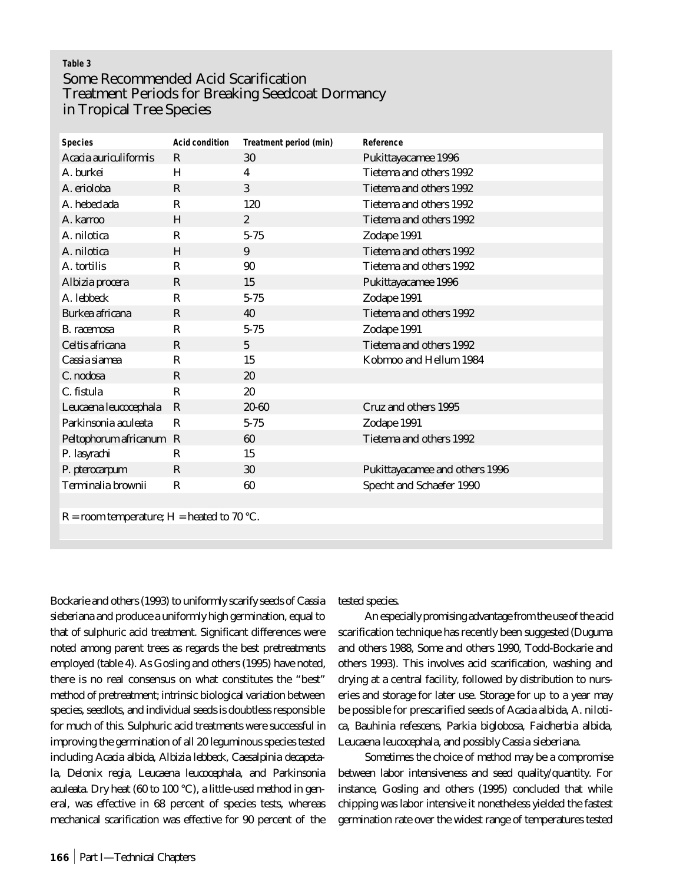**Table 3**

## Some Recommended Acid Scarification Treatment Periods for Breaking Seedcoat Dormancy in Tropical Tree Species

| Species | Acid condition | Treatment period (min) | Reference |
|---|---|---|---|
| *Acacia auriculiformis* | R | 30 | Pukittayacamee 1996 |
| *A. burkei* | H | 4 | Tietema and others 1992 |
| *A. erioloba* | R | 3 | Tietema and others 1992 |
| *A. hebeclada* | R | 120 | Tietema and others 1992 |
| *A. karroo* | H | 2 | Tietema and others 1992 |
| *A. nilotica* | R | 5-75 | Zodape 1991 |
| *A. nilotica* | H | 9 | Tietema and others 1992 |
| *A. tortilis* | R | 90 | Tietema and others 1992 |
| *Albizia procera* | R | 15 | Pukittayacamee 1996 |
| *A. lebbeck* | R | 5-75 | Zodape 1991 |
| *Burkea africana* | R | 40 | Tietema and others 1992 |
| *B. racemosa* | R | 5-75 | Zodape 1991 |
| *Celtis africana* | R | 5 | Tietema and others 1992 |
| *Cassia siamea* | R | 15 | Kobmoo and Hellum 1984 |
| *C. nodosa* | R | 20 | |
| *C. fistula* | R | 20 | |
| *Leucaena leucocephala* | R | 20-60 | Cruz and others 1995 |
| *Parkinsonia aculeata* | R | 5-75 | Zodape 1991 |
| *Peltophorum africanum* | R | 60 | Tietema and others 1992 |
| *P. lasyrachi* | R | 15 | |
| *P. pterocarpum* | R | 30 | Pukittayacamee and others 1996 |
| *Terminalia brownii* | R | 60 | Specht and Schaefer 1990 |

R = room temperature; H = heated to 70 °C.

Bockarie and others (1993) to uniformly scarify seeds of *Cassia sieberiana* and produce a uniformly high germination, equal to that of sulphuric acid treatment. Significant differences were noted among parent trees as regards the best pretreatments employed (table 4). As Gosling and others (1995) have noted, there is no real consensus on what constitutes the "best" method of pretreatment; intrinsic biological variation between species, seedlots, and individual seeds is doubtless responsible for much of this. Sulphuric acid treatments were successful in improving the germination of all 20 leguminous species tested including *Acacia albida*, *Albizia lebbeck*, *Caesalpinia decapetala*, *Delonix regia*, *Leucaena leucocephala*, and *Parkinsonia aculeata*. Dry heat (60 to 100 °C), a little-used method in general, was effective in 68 percent of species tests, whereas mechanical scarification was effective for 90 percent of the tested species.

An especially promising advantage from the use of the acid scarification technique has recently been suggested (Duguma and others 1988, Some and others 1990, Todd-Bockarie and others 1993). This involves acid scarification, washing and drying at a central facility, followed by distribution to nurseries and storage for later use. Storage for up to a year may be possible for prescarified seeds of *Acacia albida*, *A. nilotica*, *Bauhinia refescens*, *Parkia biglobosa*, *Faidherbia albida*, *Leucaena leucocephala*, and possibly *Cassia sieberiana*.

Sometimes the choice of method may be a compromise between labor intensiveness and seed quality/quantity. For instance, Gosling and others (1995) concluded that while chipping was labor intensive it nonetheless yielded the fastest germination rate over the widest range of temperatures tested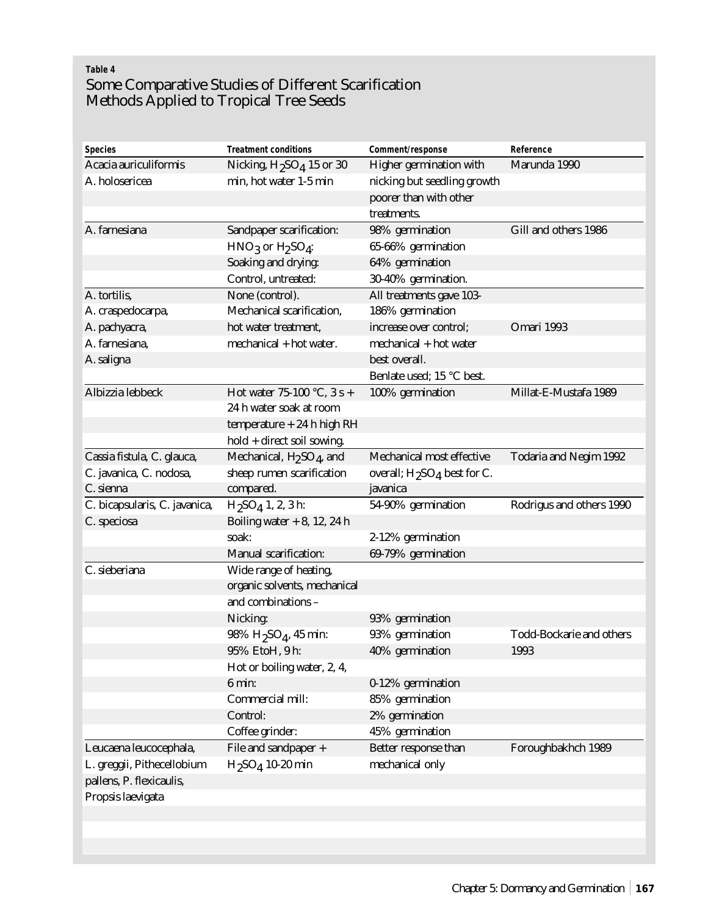**Table 4**
## Some Comparative Studies of Different Scarification Methods Applied to Tropical Tree Seeds

| Species | Treatment conditions | Comment/response | Reference |
|---|---|---|---|
| Acacia auriculiformis A. holosericea | Nicking, $H_2SO_4$ 15 or 30 min, hot water 1-5 min | Higher germination with nicking but seedling growth poorer than with other treatments. | Marunda 1990 |
| A. farnesiana | Sandpaper scarification: | 98% germination | Gill and others 1986 |
| | $HNO_3$ or $H_2SO_4$: | 65-66% germination | |
| | Soaking and drying: | 64% germination | |
| | Control, untreated: | 30-40% germination. | |
| A. tortilis, A. craspedocarpa, A. pachyacra, A. farnesiana, A. saligna | None (control). Mechanical scarification, hot water treatment, mechanical + hot water. | All treatments gave 103-186% germination increase over control; mechanical + hot water best overall. Benlate used; 15 °C best. | Omari 1993 |
| Albizzia lebbeck | Hot water 75-100 °C, 3 s + 24 h water soak at room temperature + 24 h high RH hold + direct soil sowing. | 100% germination | Millat-E-Mustafa 1989 |
| Cassia fistula, C. glauca, C. javanica, C. nodosa, C. sienna | Mechanical, $H_2SO_4$, and sheep rumen scarification compared. | Mechanical most effective overall; $H_2SO_4$ best for C. javanica | Todaria and Negim 1992 |
| C. bicapsularis, C. javanica, C. speciosa | $H_2SO_4$ 1, 2, 3 h: | 54-90% germination | Rodrigus and others 1990 |
| | Boiling water + 8, 12, 24 h soak: | 2-12% germination | |
| | Manual scarification: | 69-79% germination | |
| C. sieberiana | Wide range of heating, organic solvents, mechanical and combinations – | | Todd-Bockarie and others 1993 |
| | Nicking: | 93% germination | |
| | 98% $H_2SO_4$, 45 min: | 93% germination | |
| | 95% EtoH, 9 h: | 40% germination | |
| | Hot or boiling water, 2, 4, 6 min: | 0-12% germination | |
| | Commercial mill: | 85% germination | |
| | Control: | 2% germination | |
| | Coffee grinder: | 45% germination | |
| Leucaena leucocephala, L. greggii, Pithecellobium pallens, P. flexicaulis, Propsis laevigata | File and sandpaper + $H_2SO_4$ 10-20 min | Better response than mechanical only | Foroughbakhch 1989 |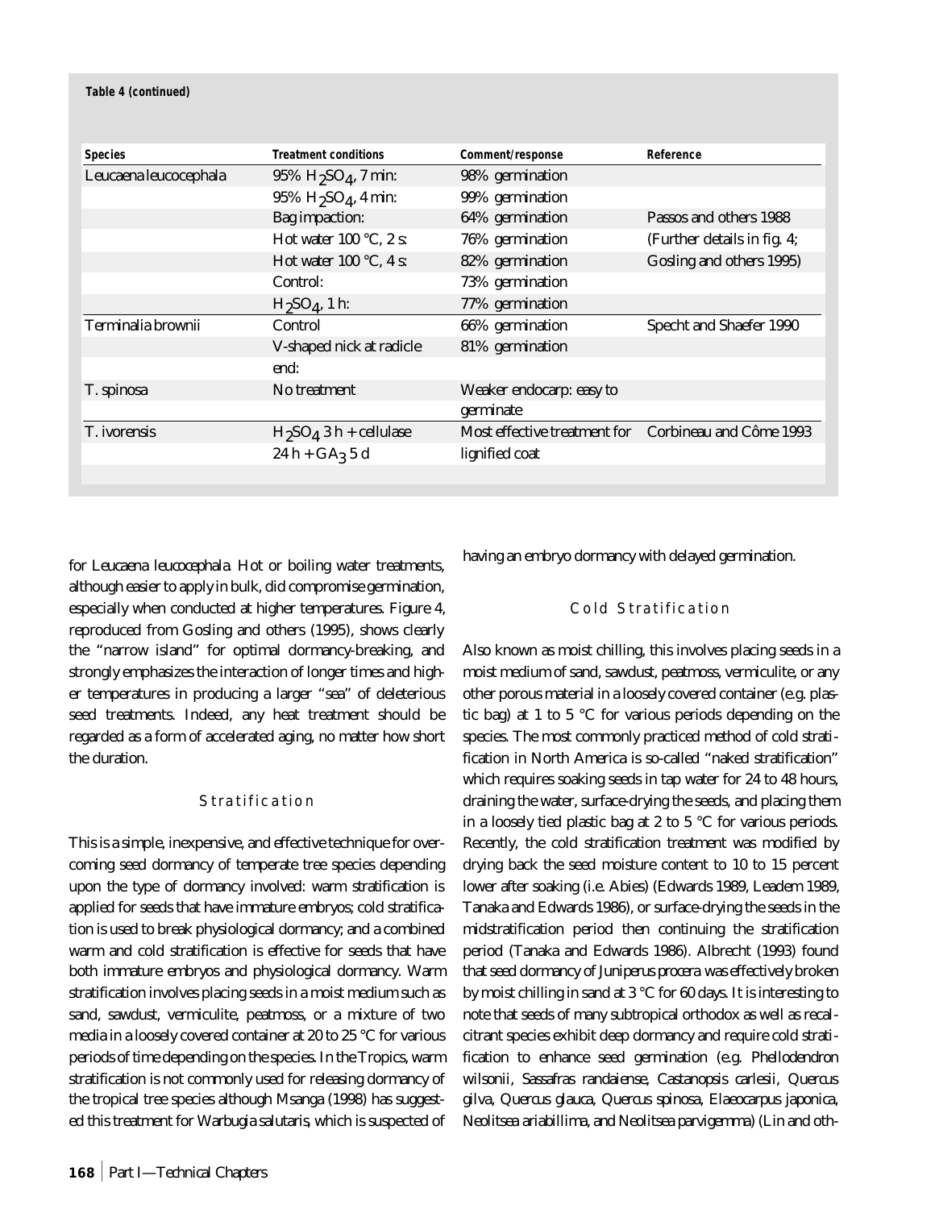**Table 4 (continued)**

| Species | Treatment conditions | Comment/response | Reference |
|---|---|---|---|
| *Leucaena leucocephala* | 95% $H_2SO_4$, 7 min: | 98% germination | |
| | 95% $H_2SO_4$, 4 min: | 99% germination | |
| | Bag impaction: | 64% germination | Passos and others 1988 |
| | Hot water 100 °C, 2 s: | 76% germination | (Further details in fig. 4; |
| | Hot water 100 °C, 4 s: | 82% germination | Gosling and others 1995) |
| | Control: | 73% germination | |
| | $H_2SO_4$, 1 h: | 77% germination | |
| *Terminalia brownii* | Control | 66% germination | Specht and Shaefer 1990 |
| | V-shaped nick at radicle end: | 81% germination | |
| *T. spinosa* | No treatment | Weaker endocarp: easy to germinate | |
| *T. ivorensis* | $H_2SO_4$ 3 h + cellulase 24 h + $GA_3$ 5 d | Most effective treatment for lignified coat | Corbineau and Côme 1993 |

for *Leucaena leucocephala*. Hot or boiling water treatments, although easier to apply in bulk, did compromise germination, especially when conducted at higher temperatures. Figure 4, reproduced from Gosling and others (1995), shows clearly the "narrow island" for optimal dormancy-breaking, and strongly emphasizes the interaction of longer times and higher temperatures in producing a larger "sea" of deleterious seed treatments. Indeed, any heat treatment should be regarded as a form of accelerated aging, no matter how short the duration.

### Stratification

This is a simple, inexpensive, and effective technique for overcoming seed dormancy of temperate tree species depending upon the type of dormancy involved: warm stratification is applied for seeds that have immature embryos; cold stratification is used to break physiological dormancy; and a combined warm and cold stratification is effective for seeds that have both immature embryos and physiological dormancy. Warm stratification involves placing seeds in a moist medium such as sand, sawdust, vermiculite, peatmoss, or a mixture of two media in a loosely covered container at 20 to 25 °C for various periods of time depending on the species. In the Tropics, warm stratification is not commonly used for releasing dormancy of the tropical tree species although Msanga (1998) has suggested this treatment for *Warbugia salutaris*, which is suspected of having an embryo dormancy with delayed germination.

### Cold Stratification

Also known as moist chilling, this involves placing seeds in a moist medium of sand, sawdust, peatmoss, vermiculite, or any other porous material in a loosely covered container (e.g. plastic bag) at 1 to 5 °C for various periods depending on the species. The most commonly practiced method of cold stratification in North America is so-called "naked stratification" which requires soaking seeds in tap water for 24 to 48 hours, draining the water, surface-drying the seeds, and placing them in a loosely tied plastic bag at 2 to 5 °C for various periods. Recently, the cold stratification treatment was modified by drying back the seed moisture content to 10 to 15 percent lower after soaking (i.e. *Abies*) (Edwards 1989, Leadem 1989, Tanaka and Edwards 1986), or surface-drying the seeds in the midstratification period then continuing the stratification period (Tanaka and Edwards 1986). Albrecht (1993) found that seed dormancy of *Juniperus procera* was effectively broken by moist chilling in sand at 3 °C for 60 days. It is interesting to note that seeds of many subtropical orthodox as well as recalcitrant species exhibit deep dormancy and require cold stratification to enhance seed germination (e.g. *Phellodendron wilsonii*, *Sassafras randaiense*, *Castanopsis carlesii*, *Quercus gilva*, *Quercus glauca*, *Quercus spinosa*, *Elaeocarpus japonica*, *Neolitsea ariabillima*, and *Neolitsea parvigemma*) (Lin and oth-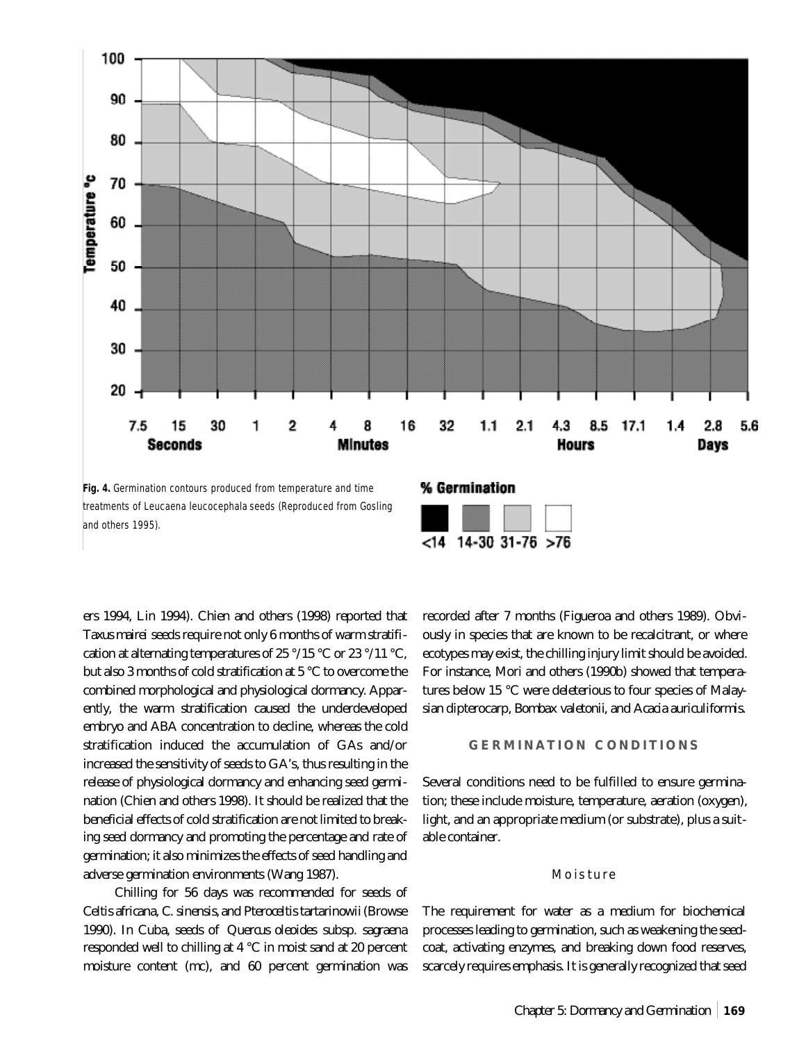**Fig. 4.** Germination contours produced from temperature and time treatments of *Leucaena leucocephala* seeds (Reproduced from Gosling and others 1995).

ers 1994, Lin 1994). Chien and others (1998) reported that *Taxus mairei* seeds require not only 6 months of warm stratification at alternating temperatures of 25 °/15 °C or 23 °/11 °C, but also 3 months of cold stratification at 5 °C to overcome the combined morphological and physiological dormancy. Apparently, the warm stratification caused the underdeveloped embryo and ABA concentration to decline, whereas the cold stratification induced the accumulation of GAs and/or increased the sensitivity of seeds to GA's, thus resulting in the release of physiological dormancy and enhancing seed germination (Chien and others 1998). It should be realized that the beneficial effects of cold stratification are not limited to breaking seed dormancy and promoting the percentage and rate of germination; it also minimizes the effects of seed handling and adverse germination environments (Wang 1987).

Chilling for 56 days was recommended for seeds of *Celtis africana*, *C. sinensis*, and *Pteroceltis tartarinowii* (Browse 1990). In Cuba, seeds of *Quercus oleoides* subsp. *sagraena* responded well to chilling at 4 °C in moist sand at 20 percent moisture content (mc), and 60 percent germination was recorded after 7 months (Figueroa and others 1989). Obviously in species that are known to be recalcitrant, or where ecotypes may exist, the chilling injury limit should be avoided. For instance, Mori and others (1990b) showed that temperatures below 15 °C were deleterious to four species of Malaysian dipterocarp, *Bombax valetonii*, and *Acacia auriculiformis*.

## GERMINATION CONDITIONS

Several conditions need to be fulfilled to ensure germination; these include moisture, temperature, aeration (oxygen), light, and an appropriate medium (or substrate), plus a suitable container.

### Moisture

The requirement for water as a medium for biochemical processes leading to germination, such as weakening the seedcoat, activating enzymes, and breaking down food reserves, scarcely requires emphasis. It is generally recognized that seed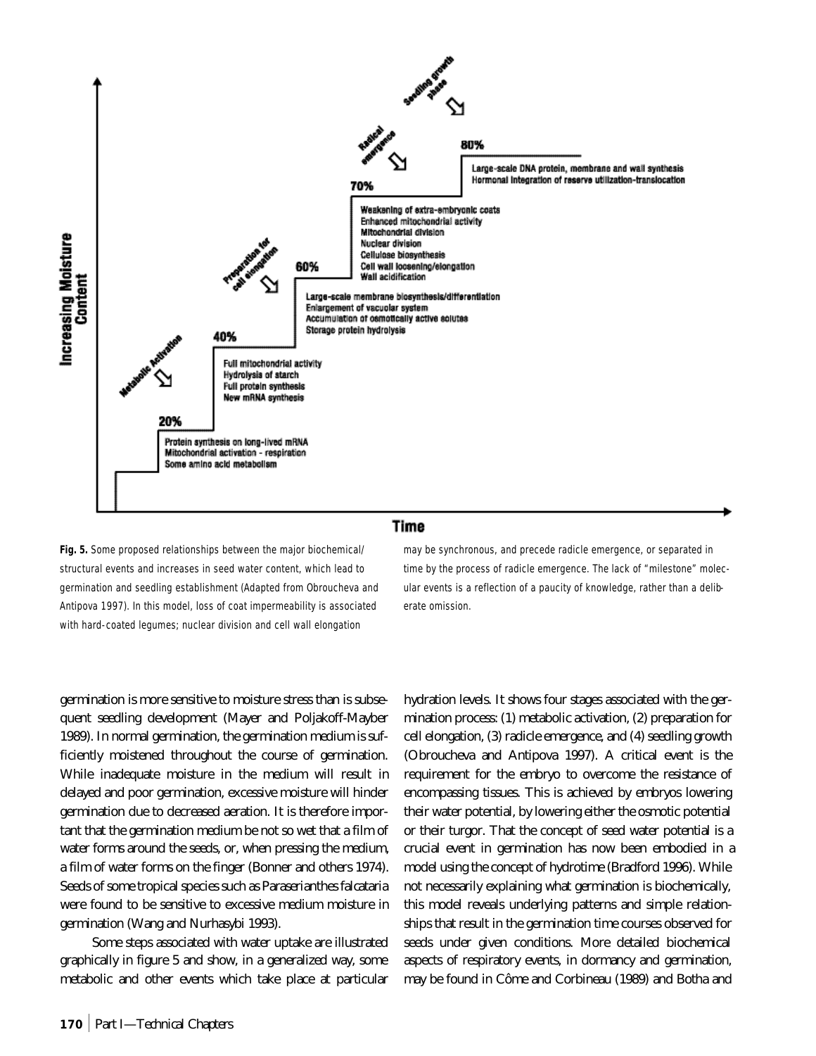Fig. 5. Some proposed relationships between the major biochemical/structural events and increases in seed water content, which lead to germination and seedling establishment (Adapted from Obroucheva and Antipova 1997). In this model, loss of coat impermeability is associated with hard-coated legumes; nuclear division and cell wall elongation may be synchronous, and precede radicle emergence, or separated in time by the process of radicle emergence. The lack of "milestone" molecular events is a reflection of a paucity of knowledge, rather than a deliberate omission.

germination is more sensitive to moisture stress than is subsequent seedling development (Mayer and Poljakoff-Mayber 1989). In normal germination, the germination medium is sufficiently moistened throughout the course of germination. While inadequate moisture in the medium will result in delayed and poor germination, excessive moisture will hinder germination due to decreased aeration. It is therefore important that the germination medium be not so wet that a film of water forms around the seeds, or, when pressing the medium, a film of water forms on the finger (Bonner and others 1974). Seeds of some tropical species such as *Paraserianthes falcataria* were found to be sensitive to excessive medium moisture in germination (Wang and Nurhasybi 1993).

Some steps associated with water uptake are illustrated graphically in figure 5 and show, in a generalized way, some metabolic and other events which take place at particular hydration levels. It shows four stages associated with the germination process: (1) metabolic activation, (2) preparation for cell elongation, (3) radicle emergence, and (4) seedling growth (Obroucheva and Antipova 1997). A critical event is the requirement for the embryo to overcome the resistance of encompassing tissues. This is achieved by embryos lowering their water potential, by lowering either the osmotic potential or their turgor. That the concept of seed water potential is a crucial event in germination has now been embodied in a model using the concept of hydrotime (Bradford 1996). While not necessarily explaining what germination is biochemically, this model reveals underlying patterns and simple relationships that result in the germination time courses observed for seeds under given conditions. More detailed biochemical aspects of respiratory events, in dormancy and germination, may be found in Côme and Corbineau (1989) and Botha and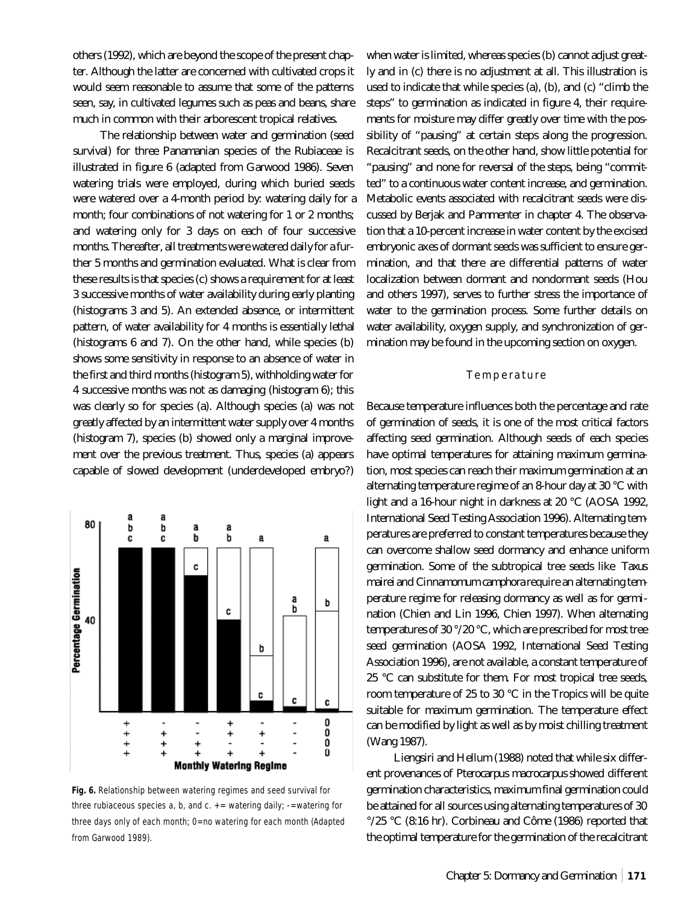others (1992), which are beyond the scope of the present chapter. Although the latter are concerned with cultivated crops it would seem reasonable to assume that some of the patterns seen, say, in cultivated legumes such as peas and beans, share much in common with their arborescent tropical relatives.

The relationship between water and germination (seed survival) for three Panamanian species of the Rubiaceae is illustrated in figure 6 (adapted from Garwood 1986). Seven watering trials were employed, during which buried seeds were watered over a 4-month period by: watering daily for a month; four combinations of not watering for 1 or 2 months; and watering only for 3 days on each of four successive months. Thereafter, all treatments were watered daily for a further 5 months and germination evaluated. What is clear from these results is that species (c) shows a requirement for at least 3 successive months of water availability during early planting (histograms 3 and 5). An extended absence, or intermittent pattern, of water availability for 4 months is essentially lethal (histograms 6 and 7). On the other hand, while species (b) shows some sensitivity in response to an absence of water in the first and third months (histogram 5), withholding water for 4 successive months was not as damaging (histogram 6); this was clearly so for species (a). Although species (a) was not greatly affected by an intermittent water supply over 4 months (histogram 7), species (b) showed only a marginal improvement over the previous treatment. Thus, species (a) appears capable of slowed development (underdeveloped embryo?) when water is limited, whereas species (b) cannot adjust greatly and in (c) there is no adjustment at all. This illustration is used to indicate that while species (a), (b), and (c) "climb the steps" to germination as indicated in figure 4, their requirements for moisture may differ greatly over time with the possibility of "pausing" at certain steps along the progression. Recalcitrant seeds, on the other hand, show little potential for "pausing" and none for reversal of the steps, being "committed" to a continuous water content increase, and germination. Metabolic events associated with recalcitrant seeds were discussed by Berjak and Pammenter in chapter 4. The observation that a 10-percent increase in water content by the excised embryonic axes of dormant seeds was sufficient to ensure germination, and that there are differential patterns of water localization between dormant and nondormant seeds (Hou and others 1997), serves to further stress the importance of water to the germination process. Some further details on water availability, oxygen supply, and synchronization of germination may be found in the upcoming section on oxygen.

**Fig. 6.** Relationship between watering regimes and seed survival for three rubiaceous species a, b, and c. + = watering daily; - = watering for three days only of each month; 0 = no watering for each month (Adapted from Garwood 1989).

### Temperature

Because temperature influences both the percentage and rate of germination of seeds, it is one of the most critical factors affecting seed germination. Although seeds of each species have optimal temperatures for attaining maximum germination, most species can reach their maximum germination at an alternating temperature regime of an 8-hour day at 30 °C with light and a 16-hour night in darkness at 20 °C (AOSA 1992, International Seed Testing Association 1996). Alternating temperatures are preferred to constant temperatures because they can overcome shallow seed dormancy and enhance uniform germination. Some of the subtropical tree seeds like *Taxus mairei* and *Cinnamomum camphora* require an alternating temperature regime for releasing dormancy as well as for germination (Chien and Lin 1996, Chien 1997). When alternating temperatures of 30 °/20 °C, which are prescribed for most tree seed germination (AOSA 1992, International Seed Testing Association 1996), are not available, a constant temperature of 25 °C can substitute for them. For most tropical tree seeds, room temperature of 25 to 30 °C in the Tropics will be quite suitable for maximum germination. The temperature effect can be modified by light as well as by moist chilling treatment (Wang 1987).

Liengsiri and Hellum (1988) noted that while six different provenances of *Pterocarpus macrocarpus* showed different germination characteristics, maximum final germination could be attained for all sources using alternating temperatures of 30 °/25 °C (8:16 hr). Corbineau and Côme (1986) reported that the optimal temperature for the germination of the recalcitrant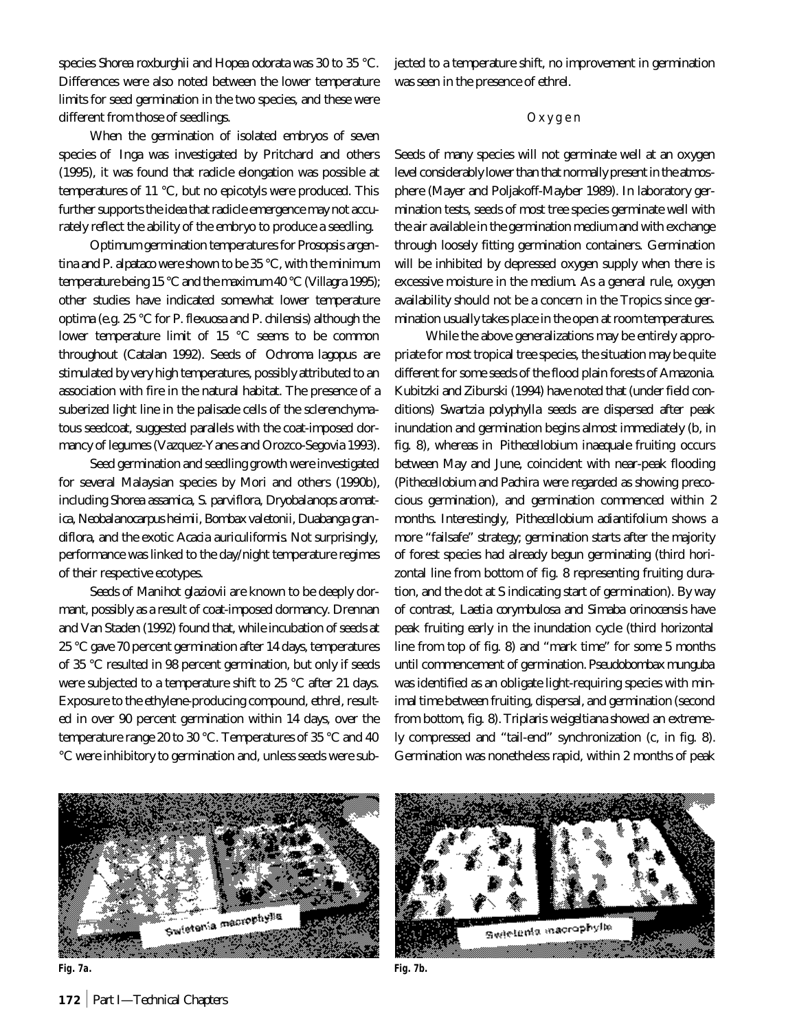species *Shorea roxburghii* and *Hopea odorata* was 30 to 35 °C. Differences were also noted between the lower temperature limits for seed germination in the two species, and these were different from those of seedlings.

When the germination of isolated embryos of seven species of *Inga* was investigated by Pritchard and others (1995), it was found that radicle elongation was possible at temperatures of 11 °C, but no epicotyls were produced. This further supports the idea that radicle emergence may not accurately reflect the ability of the embryo to produce a seedling.

Optimum germination temperatures for *Prosopsis argentina* and *P. alpataco* were shown to be 35 °C, with the minimum temperature being 15 °C and the maximum 40 °C (Villagra 1995); other studies have indicated somewhat lower temperature optima (e.g. 25 °C for *P. flexuosa* and *P. chilensis*) although the lower temperature limit of 15 °C seems to be common throughout (Catalan 1992). Seeds of *Ochroma lagopus* are stimulated by very high temperatures, possibly attributed to an association with fire in the natural habitat. The presence of a suberized light line in the palisade cells of the sclerenchymatous seedcoat, suggested parallels with the coat-imposed dormancy of legumes (Vazquez-Yanes and Orozco-Segovia 1993).

Seed germination and seedling growth were investigated for several Malaysian species by Mori and others (1990b), including *Shorea assamica*, *S. parviflora*, *Dryobalanops aromatica*, *Neobalanocarpus heimii*, *Bombax valetonii*, *Duabanga grandiflora*, and the exotic *Acacia auriculiformis*. Not surprisingly, performance was linked to the day/night temperature regimes of their respective ecotypes.

Seeds of *Manihot glaziovii* are known to be deeply dormant, possibly as a result of coat-imposed dormancy. Drennan and Van Staden (1992) found that, while incubation of seeds at 25 °C gave 70 percent germination after 14 days, temperatures of 35 °C resulted in 98 percent germination, but only if seeds were subjected to a temperature shift to 25 °C after 21 days. Exposure to the ethylene-producing compound, ethrel, resulted in over 90 percent germination within 14 days, over the temperature range 20 to 30 °C. Temperatures of 35 °C and 40 °C were inhibitory to germination and, unless seeds were subjected to a temperature shift, no improvement in germination was seen in the presence of ethrel.

### Oxygen

Seeds of many species will not germinate well at an oxygen level considerably lower than that normally present in the atmosphere (Mayer and Poljakoff-Mayber 1989). In laboratory germination tests, seeds of most tree species germinate well with the air available in the germination medium and with exchange through loosely fitting germination containers. Germination will be inhibited by depressed oxygen supply when there is excessive moisture in the medium. As a general rule, oxygen availability should not be a concern in the Tropics since germination usually takes place in the open at room temperatures.

While the above generalizations may be entirely appropriate for most tropical tree species, the situation may be quite different for some seeds of the flood plain forests of Amazonia. Kubitzki and Ziburski (1994) have noted that (under field conditions) *Swartzia polyphylla* seeds are dispersed after peak inundation and germination begins almost immediately (b, in fig. 8), whereas in *Pithecellobium inaequale* fruiting occurs between May and June, coincident with near-peak flooding (*Pithecellobium* and *Pachira* were regarded as showing precocious germination), and germination commenced within 2 months. Interestingly, *Pithecellobium adiantifolium* shows a more "failsafe" strategy; germination starts after the majority of forest species had already begun germinating (third horizontal line from bottom of fig. 8 representing fruiting duration, and the dot at S indicating start of germination). By way of contrast, *Laetia corymbulosa* and *Simaba orinocensis* have peak fruiting early in the inundation cycle (third horizontal line from top of fig. 8) and "mark time" for some 5 months until commencement of germination. *Pseudobombax munguba* was identified as an obligate light-requiring species with minimal time between fruiting, dispersal, and germination (second from bottom, fig. 8). *Triplaris weigeltiana* showed an extremely compressed and "tail-end" synchronization (c, in fig. 8). Germination was nonetheless rapid, within 2 months of peak

**Fig. 7a.**

**Fig. 7b.**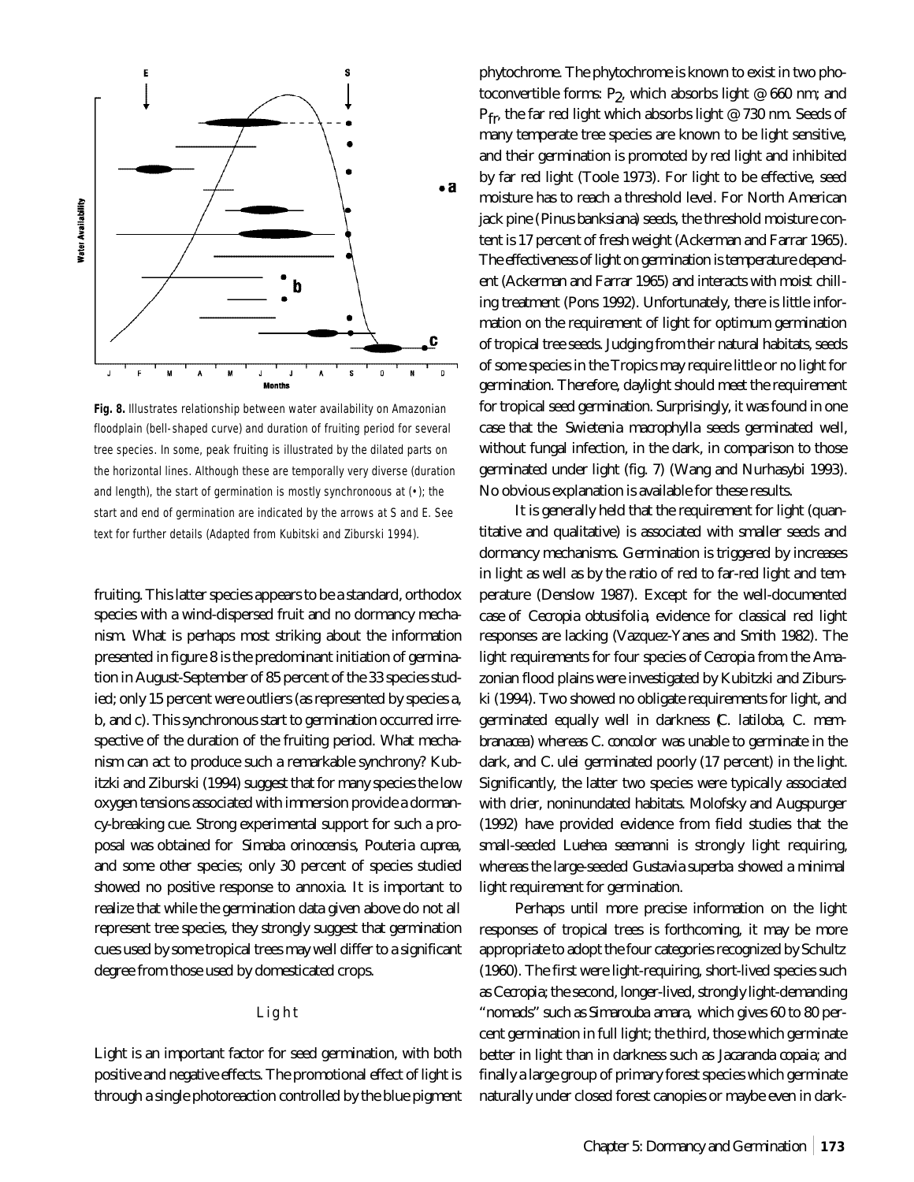Fig. 8. Illustrates relationship between water availability on Amazonian floodplain (bell-shaped curve) and duration of fruiting period for several tree species. In some, peak fruiting is illustrated by the dilated parts on the horizontal lines. Although these are temporally very diverse (duration and length), the start of germination is mostly synchronoous at (•); the start and end of germination are indicated by the arrows at S and E. See text for further details (Adapted from Kubitski and Ziburski 1994).

fruiting. This latter species appears to be a standard, orthodox species with a wind-dispersed fruit and no dormancy mechanism. What is perhaps most striking about the information presented in figure 8 is the predominant initiation of germination in August-September of 85 percent of the 33 species studied; only 15 percent were outliers (as represented by species a, b, and c). This synchronous start to germination occurred irrespective of the duration of the fruiting period. What mechanism can act to produce such a remarkable synchrony? Kubitzki and Ziburski (1994) suggest that for many species the low oxygen tensions associated with immersion provide a dormancy-breaking cue. Strong experimental support for such a proposal was obtained for *Simaba orinocensis*, *Pouteria cuprea*, and some other species; only 30 percent of species studied showed no positive response to annoxia. It is important to realize that while the germination data given above do not all represent tree species, they strongly suggest that germination cues used by some tropical trees may well differ to a significant degree from those used by domesticated crops.

### Light

Light is an important factor for seed germination, with both positive and negative effects. The promotional effect of light is through a single photoreaction controlled by the blue pigment phytochrome. The phytochrome is known to exist in two photoconvertible forms: $P_2$, which absorbs light @ 660 nm; and $P_{fr}$, the far red light which absorbs light @ 730 nm. Seeds of many temperate tree species are known to be light sensitive, and their germination is promoted by red light and inhibited by far red light (Toole 1973). For light to be effective, seed moisture has to reach a threshold level. For North American jack pine (*Pinus banksiana*) seeds, the threshold moisture content is 17 percent of fresh weight (Ackerman and Farrar 1965). The effectiveness of light on germination is temperature dependent (Ackerman and Farrar 1965) and interacts with moist chilling treatment (Pons 1992). Unfortunately, there is little information on the requirement of light for optimum germination of tropical tree seeds. Judging from their natural habitats, seeds of some species in the Tropics may require little or no light for germination. Therefore, daylight should meet the requirement for tropical seed germination. Surprisingly, it was found in one case that the *Swietenia macrophylla* seeds germinated well, without fungal infection, in the dark, in comparison to those germinated under light (fig. 7) (Wang and Nurhasybi 1993). No obvious explanation is available for these results.

It is generally held that the requirement for light (quantitative and qualitative) is associated with smaller seeds and dormancy mechanisms. Germination is triggered by increases in light as well as by the ratio of red to far-red light and temperature (Denslow 1987). Except for the well-documented case of *Cecropia obtusifolia*, evidence for classical red light responses are lacking (Vazquez-Yanes and Smith 1982). The light requirements for four species of *Cecropia* from the Amazonian flood plains were investigated by Kubitzki and Ziburski (1994). Two showed no obligate requirements for light, and germinated equally well in darkness (*C. latiloba*, *C. membranacea*) whereas *C. concolor* was unable to germinate in the dark, and *C. ulei* germinated poorly (17 percent) in the light. Significantly, the latter two species were typically associated with drier, noninundated habitats. Molofsky and Augspurger (1992) have provided evidence from field studies that the small-seeded *Luehea seemanni* is strongly light requiring, whereas the large-seeded *Gustavia superba* showed a minimal light requirement for germination.

Perhaps until more precise information on the light responses of tropical trees is forthcoming, it may be more appropriate to adopt the four categories recognized by Schultz (1960). The first were light-requiring, short-lived species such as *Cecropia*; the second, longer-lived, strongly light-demanding "nomads" such as *Simarouba amara*, which gives 60 to 80 percent germination in full light; the third, those which germinate better in light than in darkness such as *Jacaranda copaia*; and finally a large group of primary forest species which germinate naturally under closed forest canopies or maybe even in dark-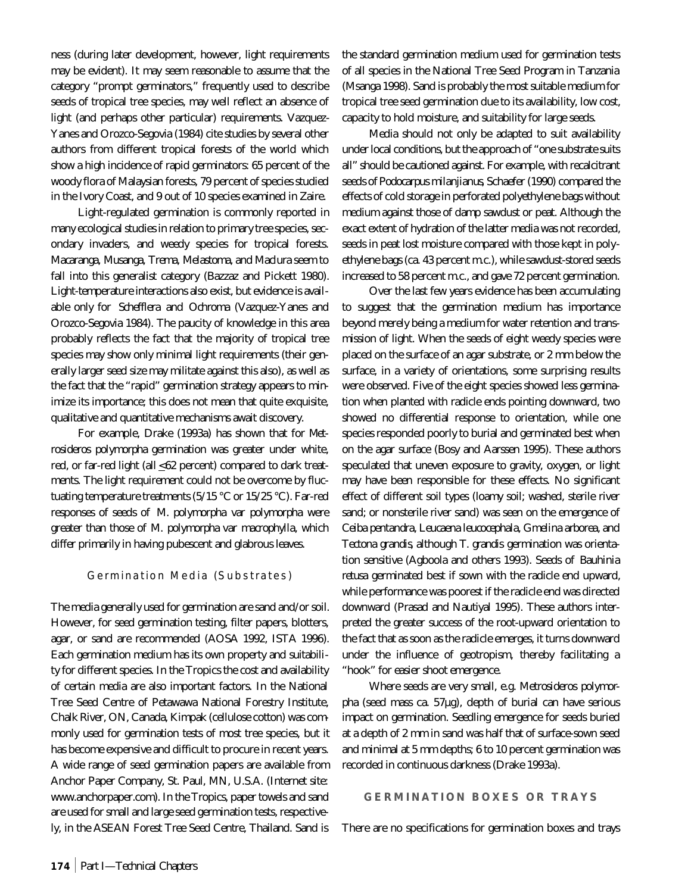ness (during later development, however, light requirements may be evident). It may seem reasonable to assume that the category "prompt germinators," frequently used to describe seeds of tropical tree species, may well reflect an absence of light (and perhaps other particular) requirements. Vazquez-Yanes and Orozco-Segovia (1984) cite studies by several other authors from different tropical forests of the world which show a high incidence of rapid germinators: 65 percent of the woody flora of Malaysian forests, 79 percent of species studied in the Ivory Coast, and 9 out of 10 species examined in Zaire.

Light-regulated germination is commonly reported in many ecological studies in relation to primary tree species, secondary invaders, and weedy species for tropical forests. *Macaranga*, *Musanga*, *Trema*, *Melastoma*, and *Maclura* seem to fall into this generalist category (Bazzaz and Pickett 1980). Light-temperature interactions also exist, but evidence is available only for *Schefflera* and *Ochroma* (Vazquez-Yanes and Orozco-Segovia 1984). The paucity of knowledge in this area probably reflects the fact that the majority of tropical tree species may show only minimal light requirements (their generally larger seed size may militate against this also), as well as the fact that the "rapid" germination strategy appears to minimize its importance; this does not mean that quite exquisite, qualitative and quantitative mechanisms await discovery.

For example, Drake (1993a) has shown that for *Metrosideros polymorpha* germination was greater under white, red, or far-red light (all ≤62 percent) compared to dark treatments. The light requirement could not be overcome by fluctuating temperature treatments (5/15 °C or 15/25 °C). Far-red responses of seeds of *M. polymorpha* var *polymorpha* were greater than those of *M. polymorpha* var *macrophylla*, which differ primarily in having pubescent and glabrous leaves.

### Germination Media (Substrates)

The media generally used for germination are sand and/or soil. However, for seed germination testing, filter papers, blotters, agar, or sand are recommended (AOSA 1992, ISTA 1996). Each germination medium has its own property and suitability for different species. In the Tropics the cost and availability of certain media are also important factors. In the National Tree Seed Centre of Petawawa National Forestry Institute, Chalk River, ON, Canada, Kimpak (cellulose cotton) was commonly used for germination tests of most tree species, but it has become expensive and difficult to procure in recent years. A wide range of seed germination papers are available from Anchor Paper Company, St. Paul, MN, U.S.A. (Internet site: www.anchorpaper.com). In the Tropics, paper towels and sand are used for small and large seed germination tests, respectively, in the ASEAN Forest Tree Seed Centre, Thailand. Sand is the standard germination medium used for germination tests of all species in the National Tree Seed Program in Tanzania (Msanga 1998). Sand is probably the most suitable medium for tropical tree seed germination due to its availability, low cost, capacity to hold moisture, and suitability for large seeds.

Media should not only be adapted to suit availability under local conditions, but the approach of "one substrate suits all" should be cautioned against. For example, with recalcitrant seeds of *Podocarpus milanjianus*, Schaefer (1990) compared the effects of cold storage in perforated polyethylene bags without medium against those of damp sawdust or peat. Although the exact extent of hydration of the latter media was not recorded, seeds in peat lost moisture compared with those kept in polyethylene bags (ca. 43 percent m.c.), while sawdust-stored seeds increased to 58 percent m.c., and gave 72 percent germination.

Over the last few years evidence has been accumulating to suggest that the germination medium has importance beyond merely being a medium for water retention and transmission of light. When the seeds of eight weedy species were placed on the surface of an agar substrate, or 2 mm below the surface, in a variety of orientations, some surprising results were observed. Five of the eight species showed less germination when planted with radicle ends pointing downward, two showed no differential response to orientation, while one species responded poorly to burial and germinated best when on the agar surface (Bosy and Aarssen 1995). These authors speculated that uneven exposure to gravity, oxygen, or light may have been responsible for these effects. No significant effect of different soil types (loamy soil; washed, sterile river sand; or nonsterile river sand) was seen on the emergence of *Ceiba pentandra*, *Leucaena leucocephala*, *Gmelina arborea*, and *Tectona grandis*, although *T. grandis* germination was orientation sensitive (Agboola and others 1993). Seeds of *Bauhinia retusa* germinated best if sown with the radicle end upward, while performance was poorest if the radicle end was directed downward (Prasad and Nautiyal 1995). These authors interpreted the greater success of the root-upward orientation to the fact that as soon as the radicle emerges, it turns downward under the influence of geotropism, thereby facilitating a "hook" for easier shoot emergence.

Where seeds are very small, e.g. *Metrosideros polymorpha* (seed mass ca. 57µg), depth of burial can have serious impact on germination. Seedling emergence for seeds buried at a depth of 2 mm in sand was half that of surface-sown seed and minimal at 5 mm depths; 6 to 10 percent germination was recorded in continuous darkness (Drake 1993a).

## GERMINATION BOXES OR TRAYS

There are no specifications for germination boxes and trays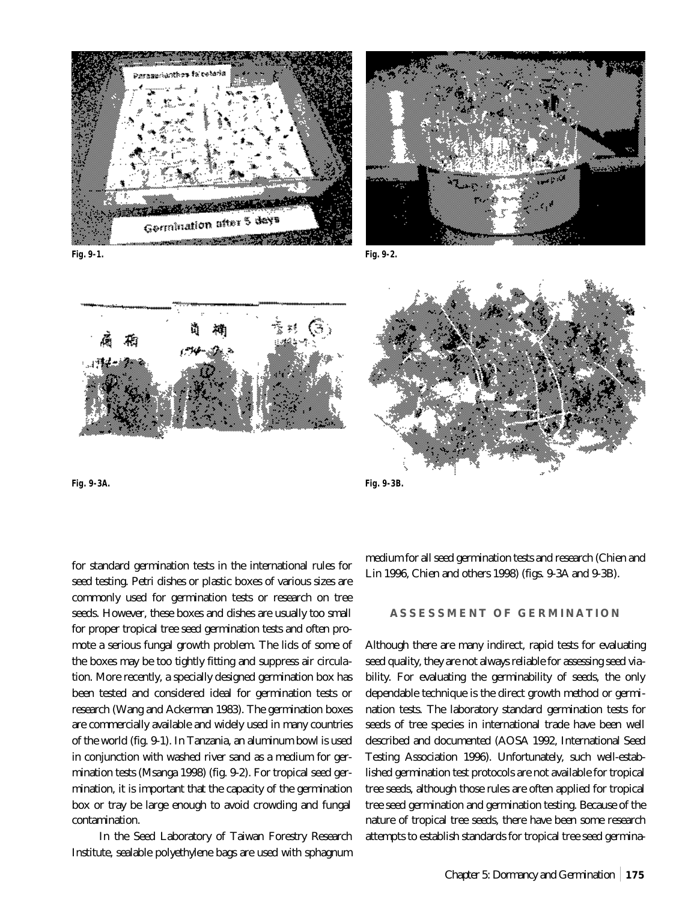Fig. 9-1.

Fig. 9-2.

Fig. 9-3A.

Fig. 9-3B.

for standard germination tests in the international rules for seed testing. Petri dishes or plastic boxes of various sizes are commonly used for germination tests or research on tree seeds. However, these boxes and dishes are usually too small for proper tropical tree seed germination tests and often promote a serious fungal growth problem. The lids of some of the boxes may be too tightly fitting and suppress air circulation. More recently, a specially designed germination box has been tested and considered ideal for germination tests or research (Wang and Ackerman 1983). The germination boxes are commercially available and widely used in many countries of the world (fig. 9-1). In Tanzania, an aluminum bowl is used in conjunction with washed river sand as a medium for germination tests (Msanga 1998) (fig. 9-2). For tropical seed germination, it is important that the capacity of the germination box or tray be large enough to avoid crowding and fungal contamination.

In the Seed Laboratory of Taiwan Forestry Research Institute, sealable polyethylene bags are used with sphagnum medium for all seed germination tests and research (Chien and Lin 1996, Chien and others 1998) (figs. 9-3A and 9-3B).

## ASSESSMENT OF GERMINATION

Although there are many indirect, rapid tests for evaluating seed quality, they are not always reliable for assessing seed viability. For evaluating the germinability of seeds, the only dependable technique is the direct growth method or germination tests. The laboratory standard germination tests for seeds of tree species in international trade have been well described and documented (AOSA 1992, International Seed Testing Association 1996). Unfortunately, such well-established germination test protocols are not available for tropical tree seeds, although those rules are often applied for tropical tree seed germination and germination testing. Because of the nature of tropical tree seeds, there have been some research attempts to establish standards for tropical tree seed germina-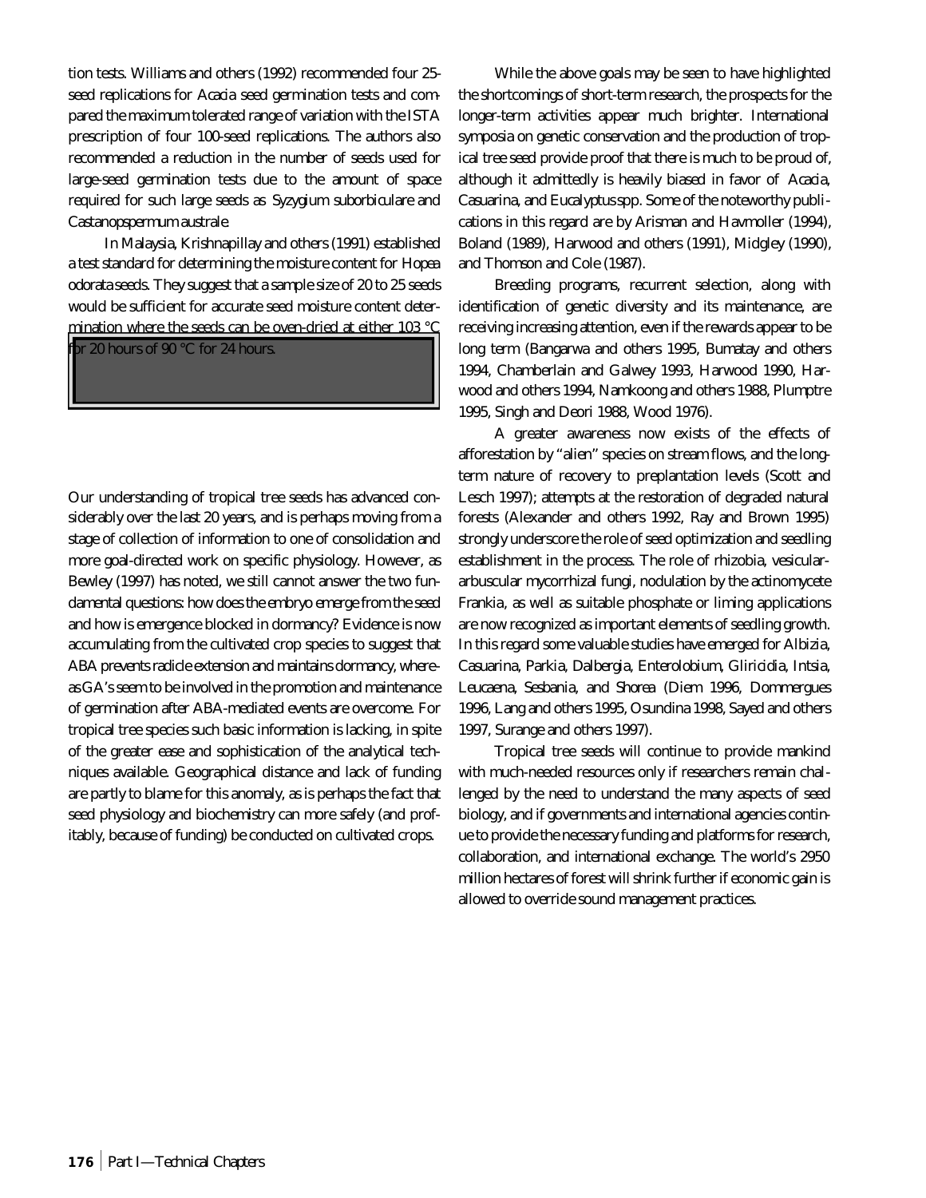tion tests. Williams and others (1992) recommended four 25-seed replications for *Acacia* seed germination tests and compared the maximum tolerated range of variation with the ISTA prescription of four 100-seed replications. The authors also recommended a reduction in the number of seeds used for large-seed germination tests due to the amount of space required for such large seeds as *Syzygium suborbiculare* and *Castanopspermum australe*.

In Malaysia, Krishnapillay and others (1991) established a test standard for determining the moisture content for *Hopea odorata* seeds. They suggest that a sample size of 20 to 25 seeds would be sufficient for accurate seed moisture content determination where the seeds can be oven-dried at either 103 °C for 20 hours of 90 °C for 24 hours.

Our understanding of tropical tree seeds has advanced considerably over the last 20 years, and is perhaps moving from a stage of collection of information to one of consolidation and more goal-directed work on specific physiology. However, as Bewley (1997) has noted, we still cannot answer the two fundamental questions: how does the embryo emerge from the seed and how is emergence blocked in dormancy? Evidence is now accumulating from the cultivated crop species to suggest that ABA prevents radicle extension and maintains dormancy, whereas GA's seem to be involved in the promotion and maintenance of germination after ABA-mediated events are overcome. For tropical tree species such basic information is lacking, in spite of the greater ease and sophistication of the analytical techniques available. Geographical distance and lack of funding are partly to blame for this anomaly, as is perhaps the fact that seed physiology and biochemistry can more safely (and profitably, because of funding) be conducted on cultivated crops.

While the above goals may be seen to have highlighted the shortcomings of short-term research, the prospects for the longer-term activities appear much brighter. International symposia on genetic conservation and the production of tropical tree seed provide proof that there is much to be proud of, although it admittedly is heavily biased in favor of *Acacia*, *Casuarina*, and *Eucalyptus* spp. Some of the noteworthy publications in this regard are by Arisman and Havmoller (1994), Boland (1989), Harwood and others (1991), Midgley (1990), and Thomson and Cole (1987).

Breeding programs, recurrent selection, along with identification of genetic diversity and its maintenance, are receiving increasing attention, even if the rewards appear to be long term (Bangarwa and others 1995, Bumatay and others 1994, Chamberlain and Galwey 1993, Harwood 1990, Harwood and others 1994, Namkoong and others 1988, Plumptre 1995, Singh and Deori 1988, Wood 1976).

A greater awareness now exists of the effects of afforestation by "alien" species on stream flows, and the long-term nature of recovery to preplantation levels (Scott and Lesch 1997); attempts at the restoration of degraded natural forests (Alexander and others 1992, Ray and Brown 1995) strongly underscore the role of seed optimization and seedling establishment in the process. The role of rhizobia, vesicular-arbuscular mycorrhizal fungi, nodulation by the actinomycete *Frankia*, as well as suitable phosphate or liming applications are now recognized as important elements of seedling growth. In this regard some valuable studies have emerged for *Albizia*, *Casuarina*, *Parkia*, *Dalbergia*, *Enterolobium*, *Gliricidia*, *Intsia*, *Leucaena*, *Sesbania*, and *Shorea* (Diem 1996, Dommergues 1996, Lang and others 1995, Osundina 1998, Sayed and others 1997, Surange and others 1997).

Tropical tree seeds will continue to provide mankind with much-needed resources only if researchers remain challenged by the need to understand the many aspects of seed biology, and if governments and international agencies continue to provide the necessary funding and platforms for research, collaboration, and international exchange. The world's 2950 million hectares of forest will shrink further if economic gain is allowed to override sound management practices.